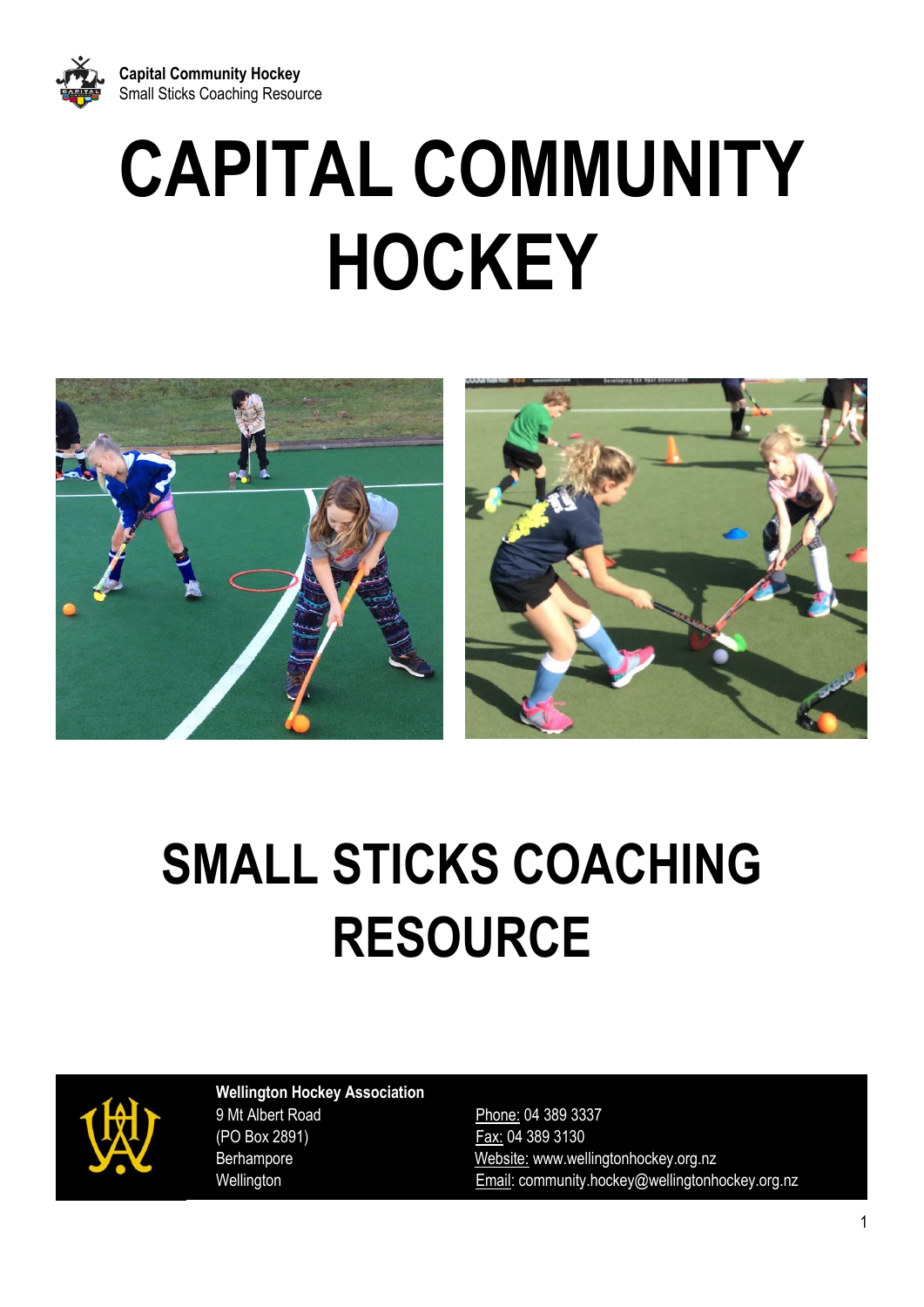# CAPITAL COMMUNITY HOCKEY

# SMALL STICKS COACHING RESOURCE

**Wellington Hockey Association**
9 Mt Albert Road
(PO Box 2891)
Berhampore
Wellington

Phone: 04 389 3337
Fax: 04 389 3130
Website: www.wellingtonhockey.org.nz
Email: community.hockey@wellingtonhockey.org.nz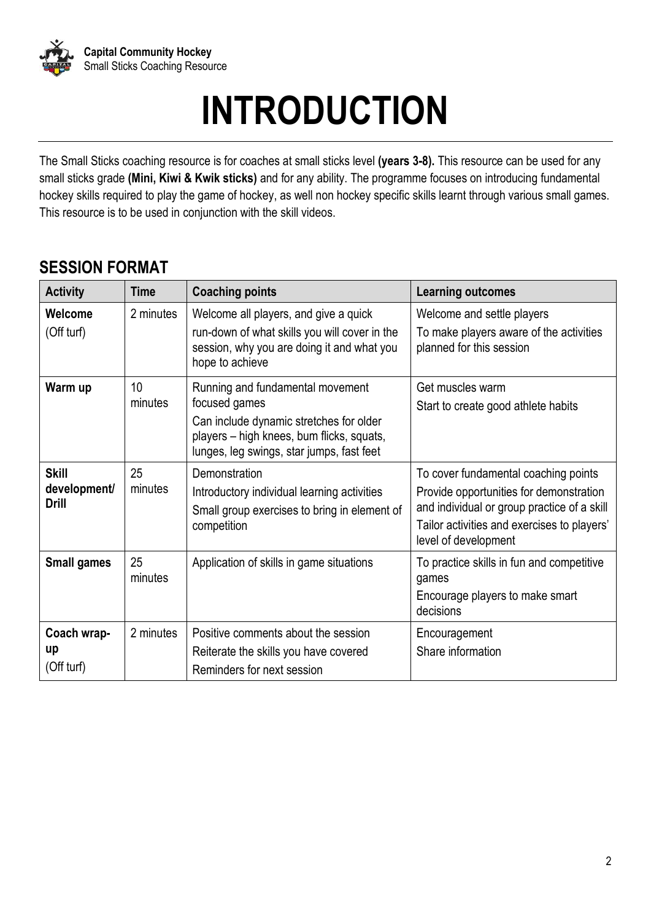# INTRODUCTION

The Small Sticks coaching resource is for coaches at small sticks level **(years 3-8).** This resource can be used for any small sticks grade **(Mini, Kiwi & Kwik sticks)** and for any ability. The programme focuses on introducing fundamental hockey skills required to play the game of hockey, as well non hockey specific skills learnt through various small games. This resource is to be used in conjunction with the skill videos.

## SESSION FORMAT

| Activity | Time | Coaching points | Learning outcomes |
|---|---|---|---|
| **Welcome** (Off turf) | 2 minutes | Welcome all players, and give a quick run-down of what skills you will cover in the session, why you are doing it and what you hope to achieve | Welcome and settle players<br>To make players aware of the activities planned for this session |
| **Warm up** | 10 minutes | Running and fundamental movement focused games<br>Can include dynamic stretches for older players – high knees, bum flicks, squats, lunges, leg swings, star jumps, fast feet | Get muscles warm<br>Start to create good athlete habits |
| **Skill development/ Drill** | 25 minutes | Demonstration<br>Introductory individual learning activities<br>Small group exercises to bring in element of competition | To cover fundamental coaching points<br>Provide opportunities for demonstration and individual or group practice of a skill<br>Tailor activities and exercises to players' level of development |
| **Small games** | 25 minutes | Application of skills in game situations | To practice skills in fun and competitive games<br>Encourage players to make smart decisions |
| **Coach wrap-up** (Off turf) | 2 minutes | Positive comments about the session<br>Reiterate the skills you have covered<br>Reminders for next session | Encouragement<br>Share information |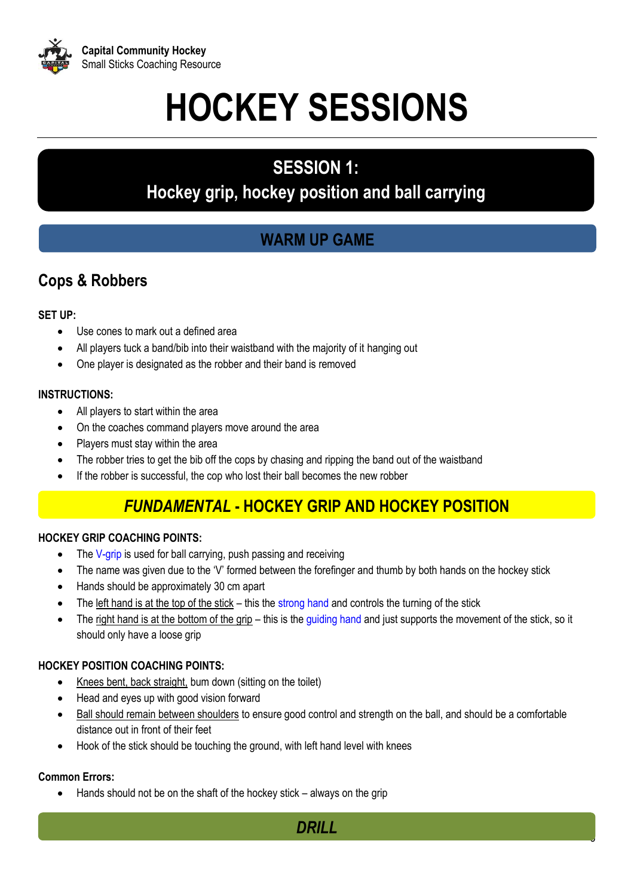# HOCKEY SESSIONS

## SESSION 1: Hockey grip, hockey position and ball carrying

## WARM UP GAME

### Cops & Robbers

**SET UP:**

- Use cones to mark out a defined area
- All players tuck a band/bib into their waistband with the majority of it hanging out
- One player is designated as the robber and their band is removed

**INSTRUCTIONS:**

- All players to start within the area
- On the coaches command players move around the area
- Players must stay within the area
- The robber tries to get the bib off the cops by chasing and ripping the band out of the waistband
- If the robber is successful, the cop who lost their ball becomes the new robber

## *FUNDAMENTAL* - HOCKEY GRIP AND HOCKEY POSITION

**HOCKEY GRIP COACHING POINTS:**

- The V-grip is used for ball carrying, push passing and receiving
- The name was given due to the 'V' formed between the forefinger and thumb by both hands on the hockey stick
- Hands should be approximately 30 cm apart
- The left hand is at the top of the stick – this the strong hand and controls the turning of the stick
- The right hand is at the bottom of the grip – this is the guiding hand and just supports the movement of the stick, so it should only have a loose grip

**HOCKEY POSITION COACHING POINTS:**

- Knees bent, back straight, bum down (sitting on the toilet)
- Head and eyes up with good vision forward
- Ball should remain between shoulders to ensure good control and strength on the ball, and should be a comfortable distance out in front of their feet
- Hook of the stick should be touching the ground, with left hand level with knees

**Common Errors:**

- Hands should not be on the shaft of the hockey stick – always on the grip

## *DRILL*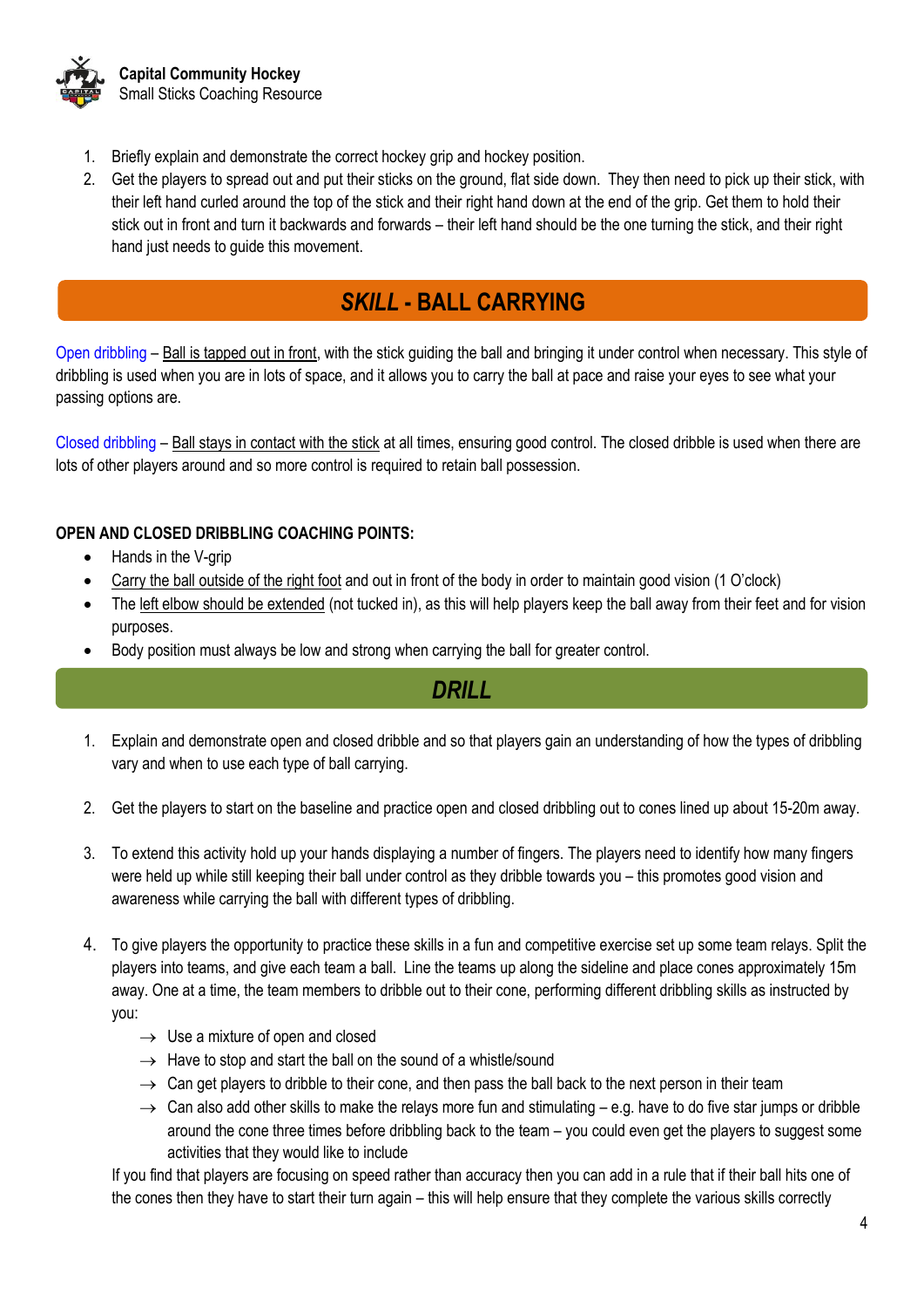1. Briefly explain and demonstrate the correct hockey grip and hockey position.
2. Get the players to spread out and put their sticks on the ground, flat side down. They then need to pick up their stick, with their left hand curled around the top of the stick and their right hand down at the end of the grip. Get them to hold their stick out in front and turn it backwards and forwards – their left hand should be the one turning the stick, and their right hand just needs to guide this movement.

## *SKILL* - BALL CARRYING

Open dribbling – Ball is tapped out in front, with the stick guiding the ball and bringing it under control when necessary. This style of dribbling is used when you are in lots of space, and it allows you to carry the ball at pace and raise your eyes to see what your passing options are.

Closed dribbling – Ball stays in contact with the stick at all times, ensuring good control. The closed dribble is used when there are lots of other players around and so more control is required to retain ball possession.

**OPEN AND CLOSED DRIBBLING COACHING POINTS:**

- Hands in the V-grip
- Carry the ball outside of the right foot and out in front of the body in order to maintain good vision (1 O'clock)
- The left elbow should be extended (not tucked in), as this will help players keep the ball away from their feet and for vision purposes.
- Body position must always be low and strong when carrying the ball for greater control.

## *DRILL*

1. Explain and demonstrate open and closed dribble and so that players gain an understanding of how the types of dribbling vary and when to use each type of ball carrying.

2. Get the players to start on the baseline and practice open and closed dribbling out to cones lined up about 15-20m away.

3. To extend this activity hold up your hands displaying a number of fingers. The players need to identify how many fingers were held up while still keeping their ball under control as they dribble towards you – this promotes good vision and awareness while carrying the ball with different types of dribbling.

4. To give players the opportunity to practice these skills in a fun and competitive exercise set up some team relays. Split the players into teams, and give each team a ball. Line the teams up along the sideline and place cones approximately 15m away. One at a time, the team members to dribble out to their cone, performing different dribbling skills as instructed by you:
   - → Use a mixture of open and closed
   - → Have to stop and start the ball on the sound of a whistle/sound
   - → Can get players to dribble to their cone, and then pass the ball back to the next person in their team
   - → Can also add other skills to make the relays more fun and stimulating – e.g. have to do five star jumps or dribble around the cone three times before dribbling back to the team – you could even get the players to suggest some activities that they would like to include

   If you find that players are focusing on speed rather than accuracy then you can add in a rule that if their ball hits one of the cones then they have to start their turn again – this will help ensure that they complete the various skills correctly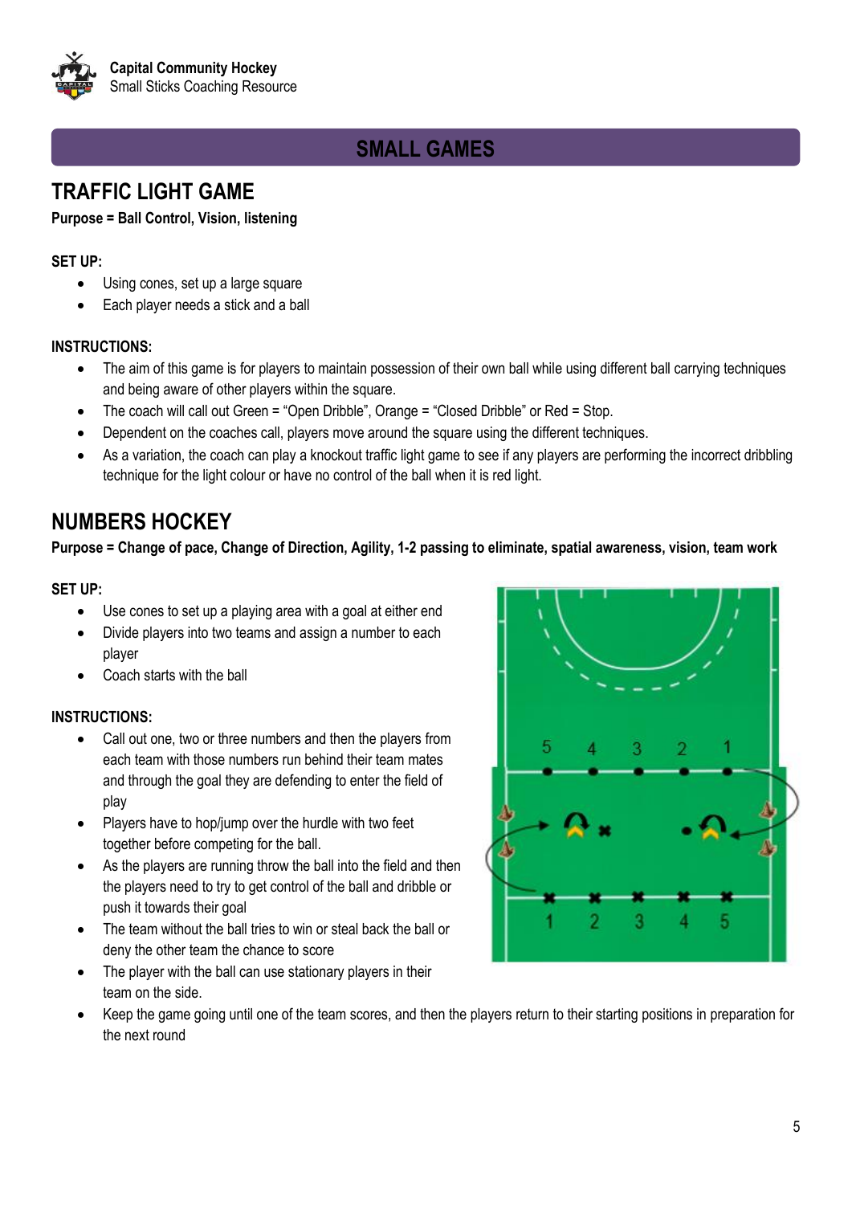## SMALL GAMES

## TRAFFIC LIGHT GAME

**Purpose = Ball Control, Vision, listening**

**SET UP:**

- Using cones, set up a large square
- Each player needs a stick and a ball

**INSTRUCTIONS:**

- The aim of this game is for players to maintain possession of their own ball while using different ball carrying techniques and being aware of other players within the square.
- The coach will call out Green = "Open Dribble", Orange = "Closed Dribble" or Red = Stop.
- Dependent on the coaches call, players move around the square using the different techniques.
- As a variation, the coach can play a knockout traffic light game to see if any players are performing the incorrect dribbling technique for the light colour or have no control of the ball when it is red light.

## NUMBERS HOCKEY

**Purpose = Change of pace, Change of Direction, Agility, 1-2 passing to eliminate, spatial awareness, vision, team work**

**SET UP:**

- Use cones to set up a playing area with a goal at either end
- Divide players into two teams and assign a number to each player
- Coach starts with the ball

**INSTRUCTIONS:**

- Call out one, two or three numbers and then the players from each team with those numbers run behind their team mates and through the goal they are defending to enter the field of play
- Players have to hop/jump over the hurdle with two feet together before competing for the ball.
- As the players are running throw the ball into the field and then the players need to try to get control of the ball and dribble or push it towards their goal
- The team without the ball tries to win or steal back the ball or deny the other team the chance to score
- The player with the ball can use stationary players in their team on the side.
- Keep the game going until one of the team scores, and then the players return to their starting positions in preparation for the next round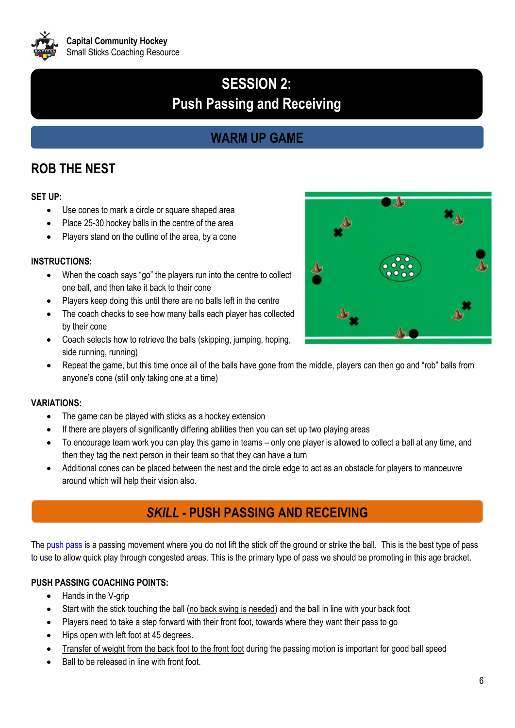Capital Community Hockey
Small Sticks Coaching Resource

# SESSION 2: Push Passing and Receiving

## WARM UP GAME

## ROB THE NEST

**SET UP:**

- Use cones to mark a circle or square shaped area
- Place 25-30 hockey balls in the centre of the area
- Players stand on the outline of the area, by a cone

**INSTRUCTIONS:**

- When the coach says "go" the players run into the centre to collect one ball, and then take it back to their cone
- Players keep doing this until there are no balls left in the centre
- The coach checks to see how many balls each player has collected by their cone
- Coach selects how to retrieve the balls (skipping, jumping, hoping, side running, running)
- Repeat the game, but this time once all of the balls have gone from the middle, players can then go and "rob" balls from anyone's cone (still only taking one at a time)

**VARIATIONS:**

- The game can be played with sticks as a hockey extension
- If there are players of significantly differing abilities then you can set up two playing areas
- To encourage team work you can play this game in teams – only one player is allowed to collect a ball at any time, and then they tag the next person in their team so that they can have a turn
- Additional cones can be placed between the nest and the circle edge to act as an obstacle for players to manoeuvre around which will help their vision also.

## *SKILL* - PUSH PASSING AND RECEIVING

The push pass is a passing movement where you do not lift the stick off the ground or strike the ball. This is the best type of pass to use to allow quick play through congested areas. This is the primary type of pass we should be promoting in this age bracket.

**PUSH PASSING COACHING POINTS:**

- Hands in the V-grip
- Start with the stick touching the ball (no back swing is needed) and the ball in line with your back foot
- Players need to take a step forward with their front foot, towards where they want their pass to go
- Hips open with left foot at 45 degrees.
- Transfer of weight from the back foot to the front foot during the passing motion is important for good ball speed
- Ball to be released in line with front foot.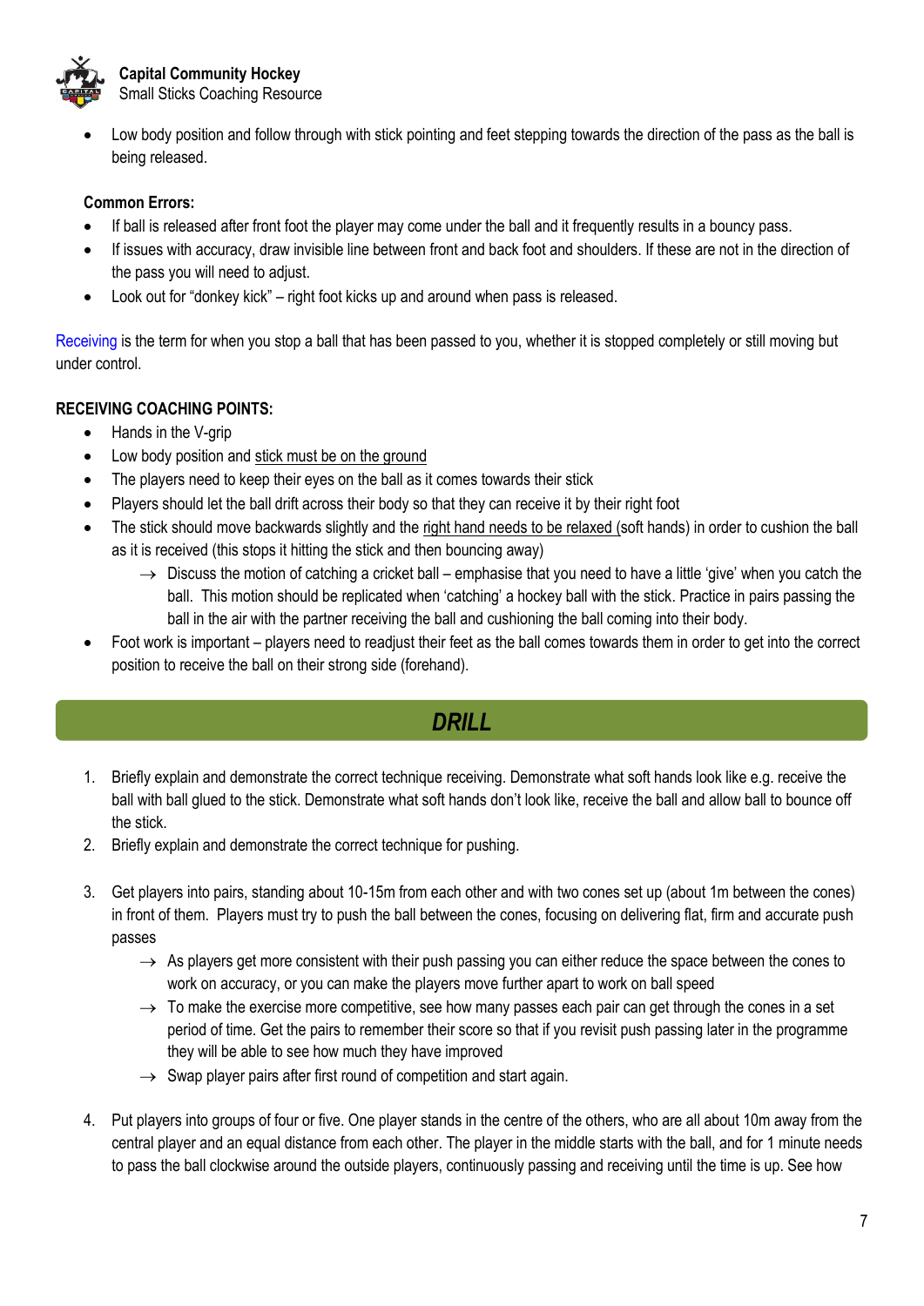- Low body position and follow through with stick pointing and feet stepping towards the direction of the pass as the ball is being released.

**Common Errors:**

- If ball is released after front foot the player may come under the ball and it frequently results in a bouncy pass.
- If issues with accuracy, draw invisible line between front and back foot and shoulders. If these are not in the direction of the pass you will need to adjust.
- Look out for "donkey kick" – right foot kicks up and around when pass is released.

Receiving is the term for when you stop a ball that has been passed to you, whether it is stopped completely or still moving but under control.

**RECEIVING COACHING POINTS:**

- Hands in the V-grip
- Low body position and stick must be on the ground
- The players need to keep their eyes on the ball as it comes towards their stick
- Players should let the ball drift across their body so that they can receive it by their right foot
- The stick should move backwards slightly and the right hand needs to be relaxed (soft hands) in order to cushion the ball as it is received (this stops it hitting the stick and then bouncing away)
  - → Discuss the motion of catching a cricket ball – emphasise that you need to have a little 'give' when you catch the ball. This motion should be replicated when 'catching' a hockey ball with the stick. Practice in pairs passing the ball in the air with the partner receiving the ball and cushioning the ball coming into their body.
- Foot work is important – players need to readjust their feet as the ball comes towards them in order to get into the correct position to receive the ball on their strong side (forehand).

## *DRILL*

1. Briefly explain and demonstrate the correct technique receiving. Demonstrate what soft hands look like e.g. receive the ball with ball glued to the stick. Demonstrate what soft hands don't look like, receive the ball and allow ball to bounce off the stick.
2. Briefly explain and demonstrate the correct technique for pushing.
3. Get players into pairs, standing about 10-15m from each other and with two cones set up (about 1m between the cones) in front of them. Players must try to push the ball between the cones, focusing on delivering flat, firm and accurate push passes
   - → As players get more consistent with their push passing you can either reduce the space between the cones to work on accuracy, or you can make the players move further apart to work on ball speed
   - → To make the exercise more competitive, see how many passes each pair can get through the cones in a set period of time. Get the pairs to remember their score so that if you revisit push passing later in the programme they will be able to see how much they have improved
   - → Swap player pairs after first round of competition and start again.
4. Put players into groups of four or five. One player stands in the centre of the others, who are all about 10m away from the central player and an equal distance from each other. The player in the middle starts with the ball, and for 1 minute needs to pass the ball clockwise around the outside players, continuously passing and receiving until the time is up. See how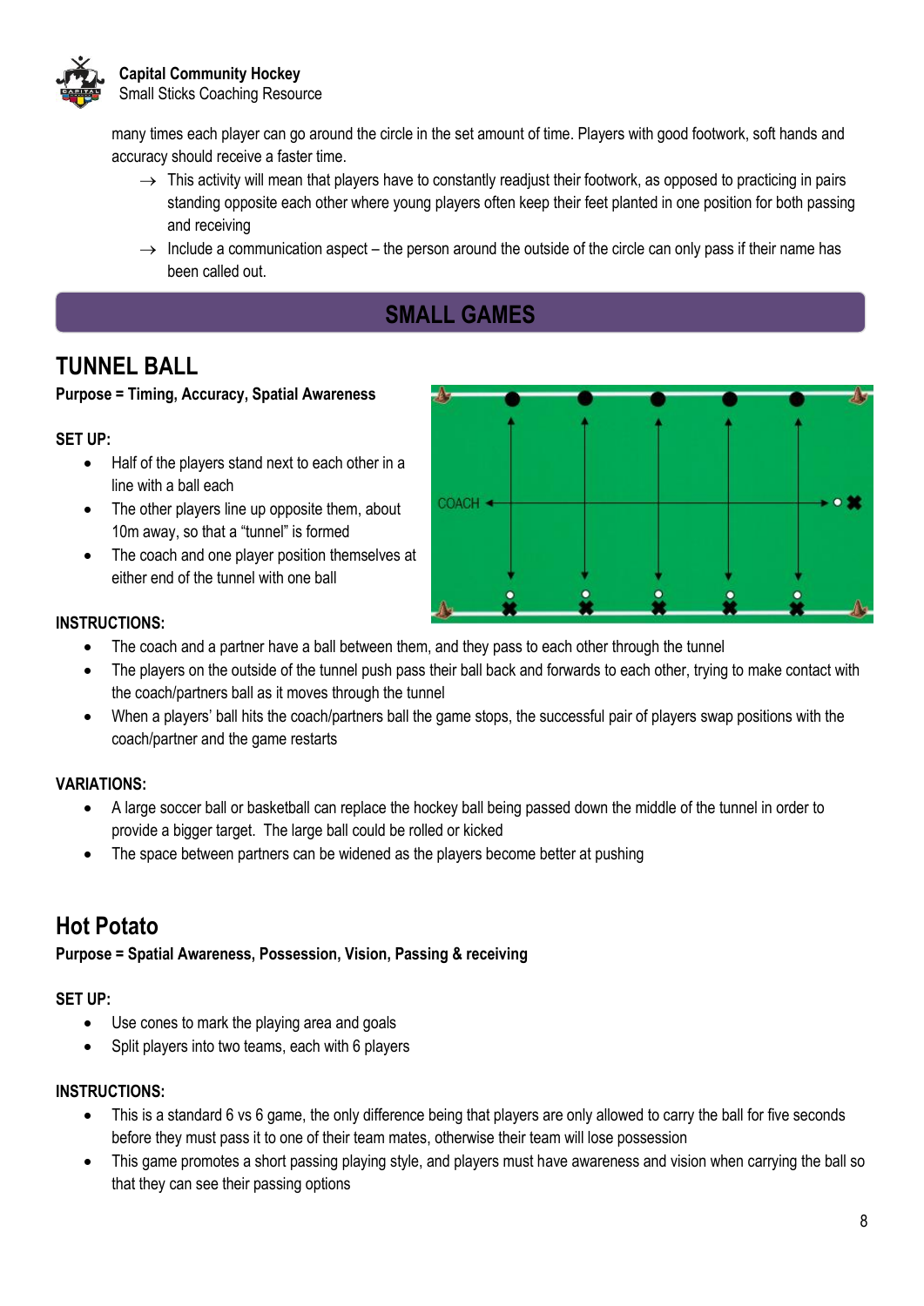many times each player can go around the circle in the set amount of time. Players with good footwork, soft hands and accuracy should receive a faster time.

→ This activity will mean that players have to constantly readjust their footwork, as opposed to practicing in pairs standing opposite each other where young players often keep their feet planted in one position for both passing and receiving

→ Include a communication aspect – the person around the outside of the circle can only pass if their name has been called out.

## SMALL GAMES

## TUNNEL BALL

**Purpose = Timing, Accuracy, Spatial Awareness**

**SET UP:**

- Half of the players stand next to each other in a line with a ball each
- The other players line up opposite them, about 10m away, so that a "tunnel" is formed
- The coach and one player position themselves at either end of the tunnel with one ball

**INSTRUCTIONS:**

- The coach and a partner have a ball between them, and they pass to each other through the tunnel
- The players on the outside of the tunnel push pass their ball back and forwards to each other, trying to make contact with the coach/partners ball as it moves through the tunnel
- When a players' ball hits the coach/partners ball the game stops, the successful pair of players swap positions with the coach/partner and the game restarts

**VARIATIONS:**

- A large soccer ball or basketball can replace the hockey ball being passed down the middle of the tunnel in order to provide a bigger target. The large ball could be rolled or kicked
- The space between partners can be widened as the players become better at pushing

## Hot Potato

**Purpose = Spatial Awareness, Possession, Vision, Passing & receiving**

**SET UP:**

- Use cones to mark the playing area and goals
- Split players into two teams, each with 6 players

**INSTRUCTIONS:**

- This is a standard 6 vs 6 game, the only difference being that players are only allowed to carry the ball for five seconds before they must pass it to one of their team mates, otherwise their team will lose possession
- This game promotes a short passing playing style, and players must have awareness and vision when carrying the ball so that they can see their passing options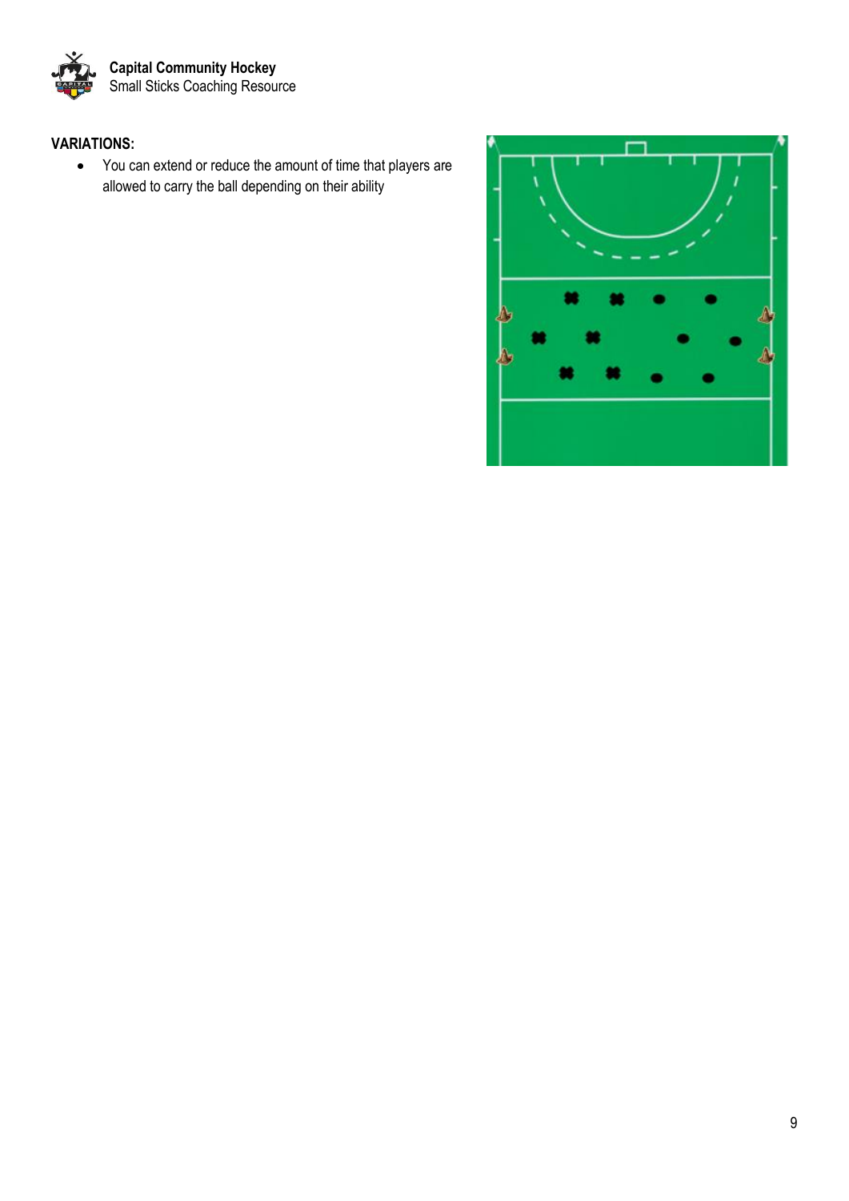**VARIATIONS:**

- You can extend or reduce the amount of time that players are allowed to carry the ball depending on their ability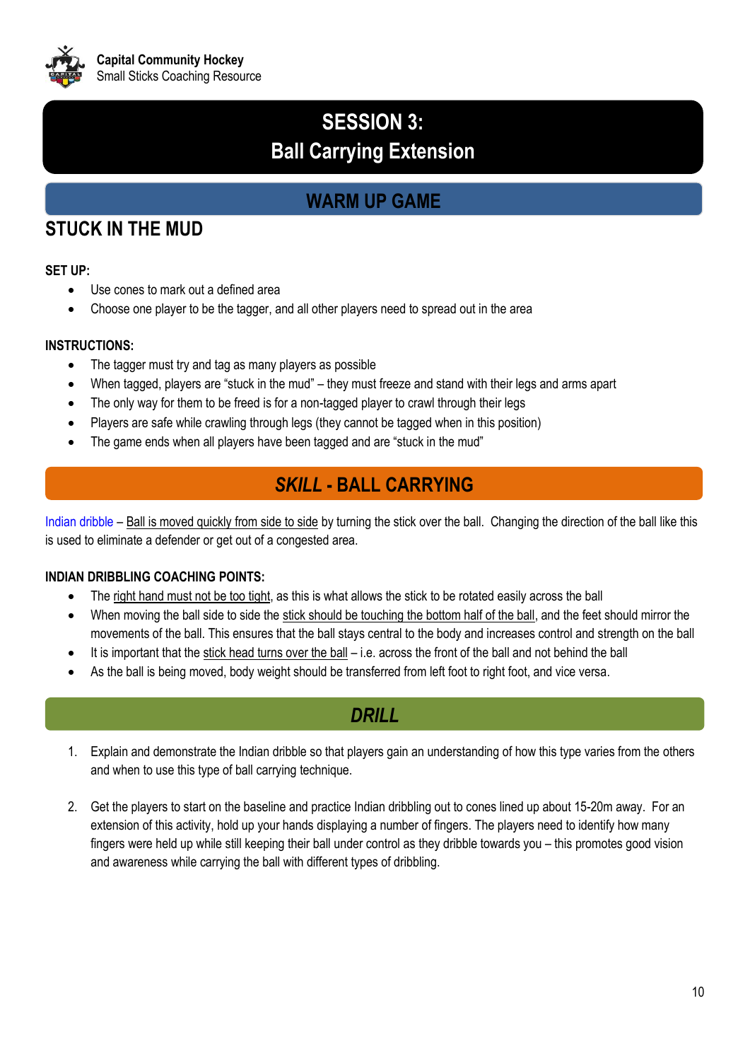# SESSION 3: Ball Carrying Extension

## WARM UP GAME

### STUCK IN THE MUD

**SET UP:**

- Use cones to mark out a defined area
- Choose one player to be the tagger, and all other players need to spread out in the area

**INSTRUCTIONS:**

- The tagger must try and tag as many players as possible
- When tagged, players are "stuck in the mud" – they must freeze and stand with their legs and arms apart
- The only way for them to be freed is for a non-tagged player to crawl through their legs
- Players are safe while crawling through legs (they cannot be tagged when in this position)
- The game ends when all players have been tagged and are "stuck in the mud"

## *SKILL* - BALL CARRYING

Indian dribble – Ball is moved quickly from side to side by turning the stick over the ball. Changing the direction of the ball like this is used to eliminate a defender or get out of a congested area.

**INDIAN DRIBBLING COACHING POINTS:**

- The right hand must not be too tight, as this is what allows the stick to be rotated easily across the ball
- When moving the ball side to side the stick should be touching the bottom half of the ball, and the feet should mirror the movements of the ball. This ensures that the ball stays central to the body and increases control and strength on the ball
- It is important that the stick head turns over the ball – i.e. across the front of the ball and not behind the ball
- As the ball is being moved, body weight should be transferred from left foot to right foot, and vice versa.

## *DRILL*

1. Explain and demonstrate the Indian dribble so that players gain an understanding of how this type varies from the others and when to use this type of ball carrying technique.

2. Get the players to start on the baseline and practice Indian dribbling out to cones lined up about 15-20m away. For an extension of this activity, hold up your hands displaying a number of fingers. The players need to identify how many fingers were held up while still keeping their ball under control as they dribble towards you – this promotes good vision and awareness while carrying the ball with different types of dribbling.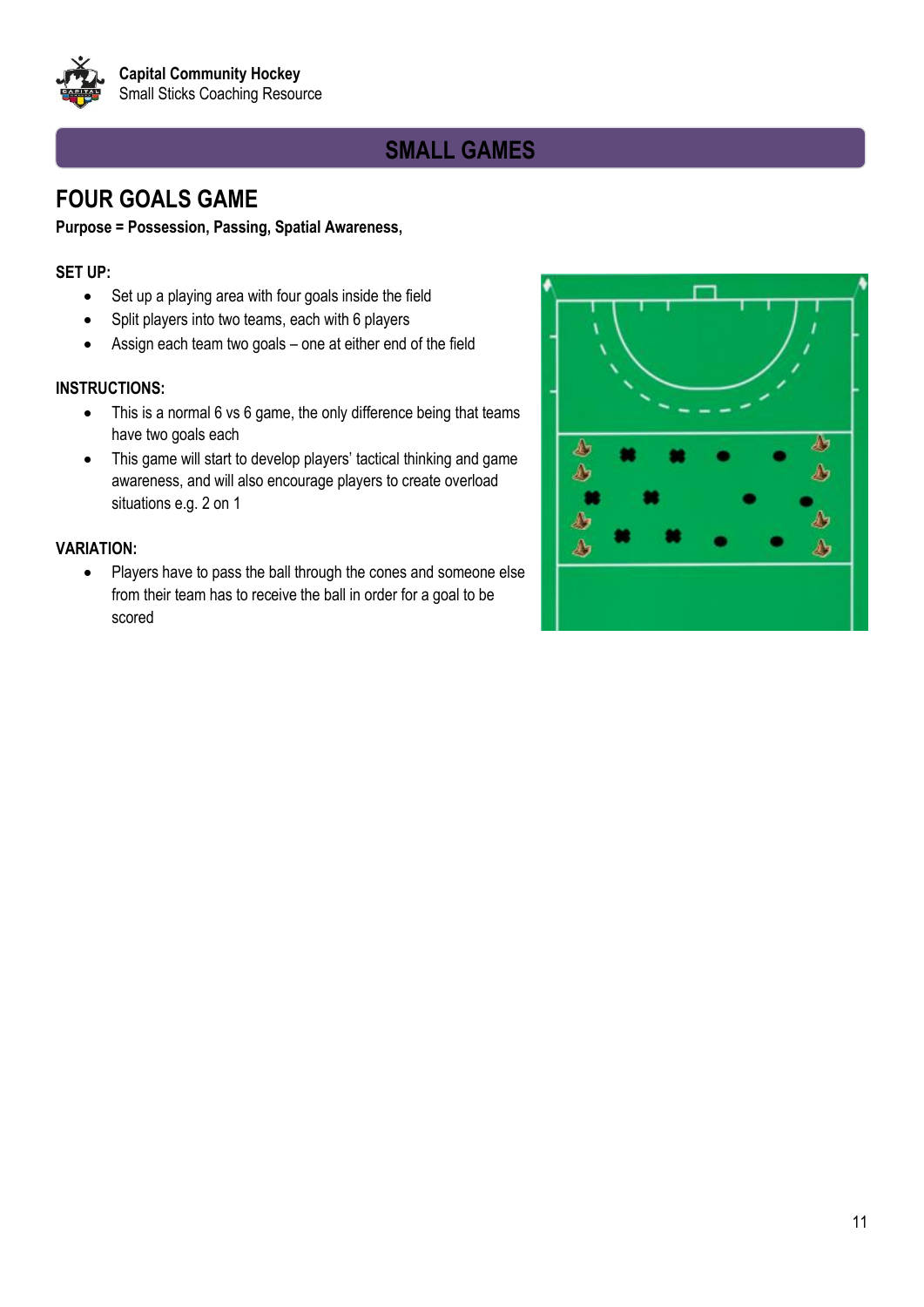## SMALL GAMES

# FOUR GOALS GAME

**Purpose = Possession, Passing, Spatial Awareness,**

### SET UP:

- Set up a playing area with four goals inside the field
- Split players into two teams, each with 6 players
- Assign each team two goals – one at either end of the field

### INSTRUCTIONS:

- This is a normal 6 vs 6 game, the only difference being that teams have two goals each
- This game will start to develop players' tactical thinking and game awareness, and will also encourage players to create overload situations e.g. 2 on 1

### VARIATION:

- Players have to pass the ball through the cones and someone else from their team has to receive the ball in order for a goal to be scored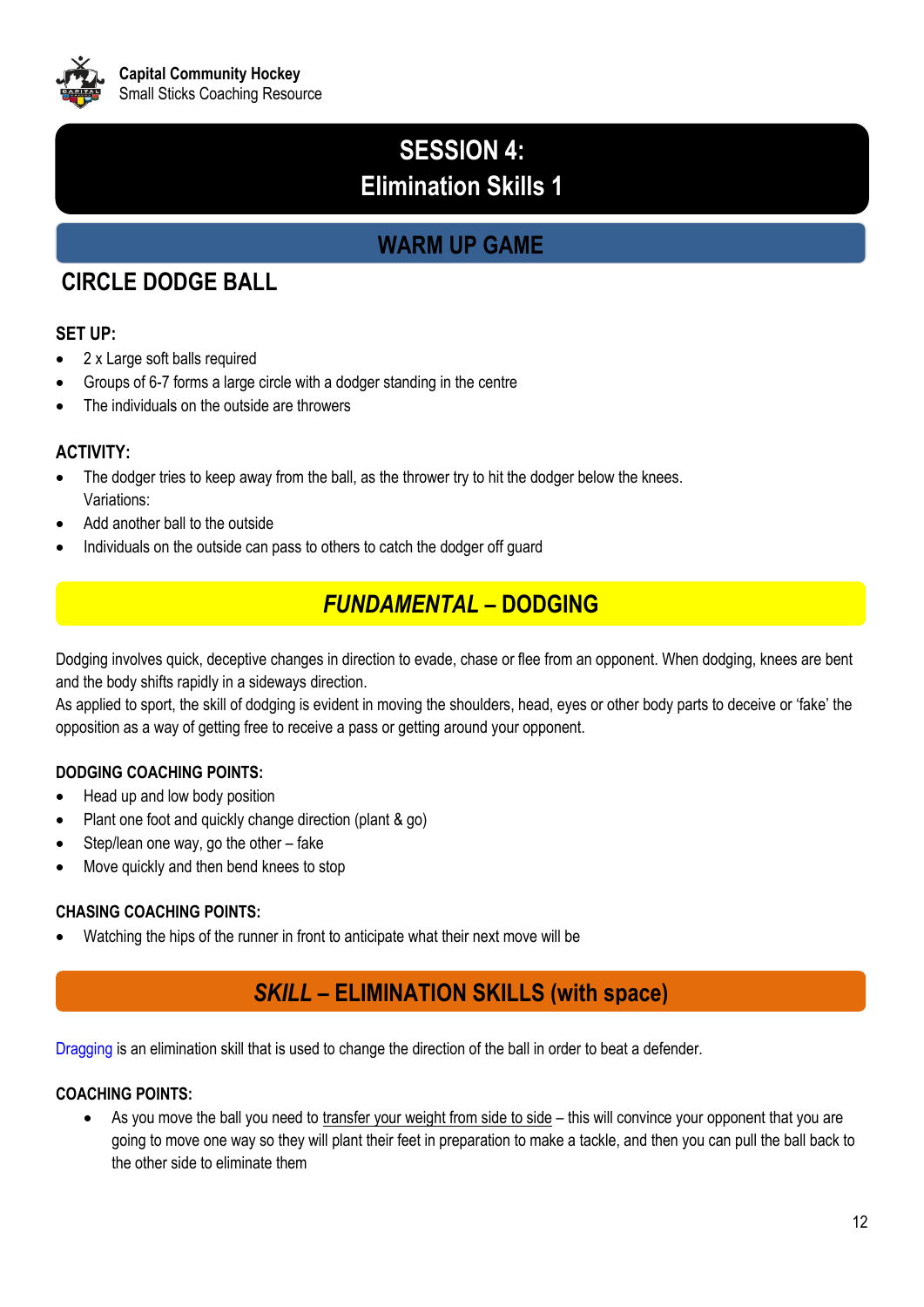# SESSION 4:
# Elimination Skills 1

## WARM UP GAME

### CIRCLE DODGE BALL

**SET UP:**

- 2 x Large soft balls required
- Groups of 6-7 forms a large circle with a dodger standing in the centre
- The individuals on the outside are throwers

**ACTIVITY:**

- The dodger tries to keep away from the ball, as the thrower try to hit the dodger below the knees.
  Variations:
- Add another ball to the outside
- Individuals on the outside can pass to others to catch the dodger off guard

## *FUNDAMENTAL* – DODGING

Dodging involves quick, deceptive changes in direction to evade, chase or flee from an opponent. When dodging, knees are bent and the body shifts rapidly in a sideways direction.
As applied to sport, the skill of dodging is evident in moving the shoulders, head, eyes or other body parts to deceive or 'fake' the opposition as a way of getting free to receive a pass or getting around your opponent.

**DODGING COACHING POINTS:**

- Head up and low body position
- Plant one foot and quickly change direction (plant & go)
- Step/lean one way, go the other – fake
- Move quickly and then bend knees to stop

**CHASING COACHING POINTS:**

- Watching the hips of the runner in front to anticipate what their next move will be

## *SKILL* – ELIMINATION SKILLS (with space)

Dragging is an elimination skill that is used to change the direction of the ball in order to beat a defender.

**COACHING POINTS:**

- As you move the ball you need to transfer your weight from side to side – this will convince your opponent that you are going to move one way so they will plant their feet in preparation to make a tackle, and then you can pull the ball back to the other side to eliminate them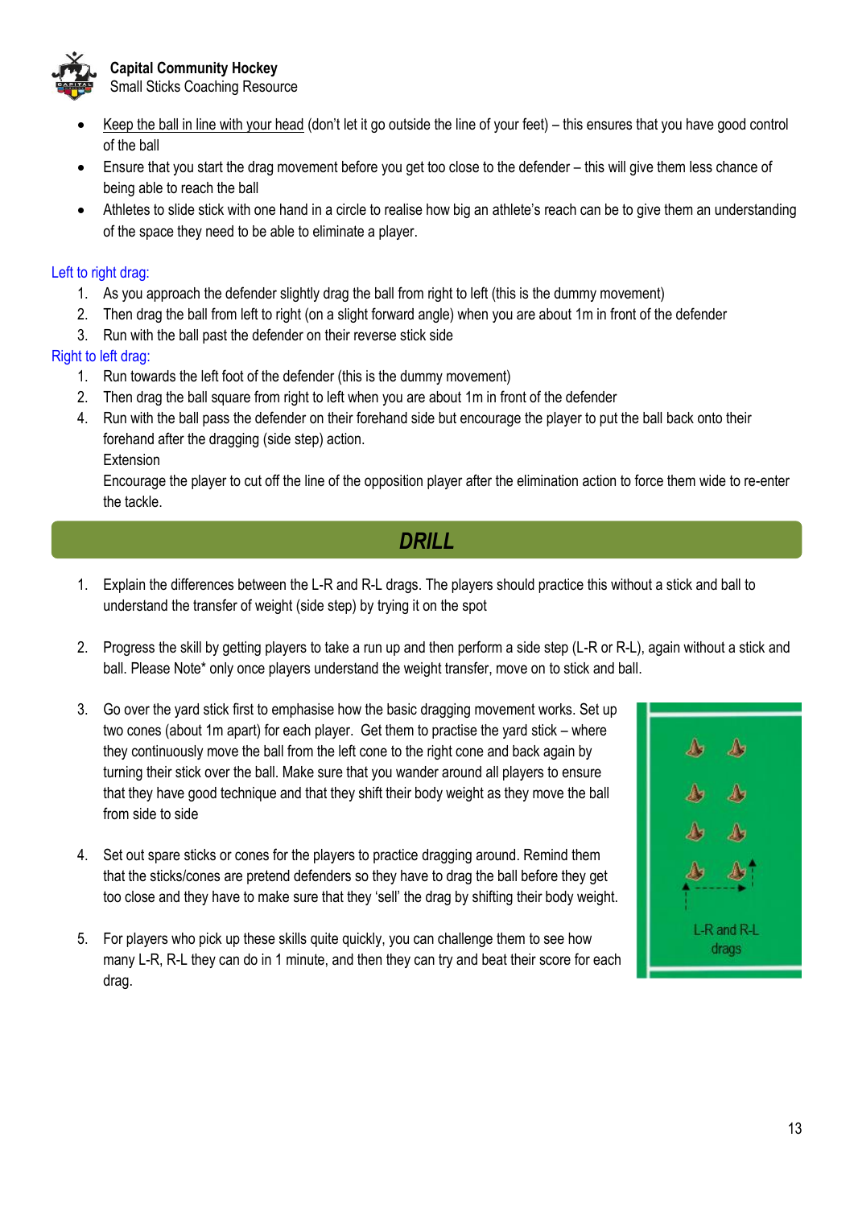- Keep the ball in line with your head (don't let it go outside the line of your feet) – this ensures that you have good control of the ball
- Ensure that you start the drag movement before you get too close to the defender – this will give them less chance of being able to reach the ball
- Athletes to slide stick with one hand in a circle to realise how big an athlete's reach can be to give them an understanding of the space they need to be able to eliminate a player.

Left to right drag:

1. As you approach the defender slightly drag the ball from right to left (this is the dummy movement)
2. Then drag the ball from left to right (on a slight forward angle) when you are about 1m in front of the defender
3. Run with the ball past the defender on their reverse stick side

Right to left drag:

1. Run towards the left foot of the defender (this is the dummy movement)
2. Then drag the ball square from right to left when you are about 1m in front of the defender
4. Run with the ball pass the defender on their forehand side but encourage the player to put the ball back onto their forehand after the dragging (side step) action.

   Extension

   Encourage the player to cut off the line of the opposition player after the elimination action to force them wide to re-enter the tackle.

## *DRILL*

1. Explain the differences between the L-R and R-L drags. The players should practice this without a stick and ball to understand the transfer of weight (side step) by trying it on the spot

2. Progress the skill by getting players to take a run up and then perform a side step (L-R or R-L), again without a stick and ball. Please Note* only once players understand the weight transfer, move on to stick and ball.

3. Go over the yard stick first to emphasise how the basic dragging movement works. Set up two cones (about 1m apart) for each player. Get them to practise the yard stick – where they continuously move the ball from the left cone to the right cone and back again by turning their stick over the ball. Make sure that you wander around all players to ensure that they have good technique and that they shift their body weight as they move the ball from side to side

4. Set out spare sticks or cones for the players to practice dragging around. Remind them that the sticks/cones are pretend defenders so they have to drag the ball before they get too close and they have to make sure that they 'sell' the drag by shifting their body weight.

5. For players who pick up these skills quite quickly, you can challenge them to see how many L-R, R-L they can do in 1 minute, and then they can try and beat their score for each drag.

L-R and R-L drags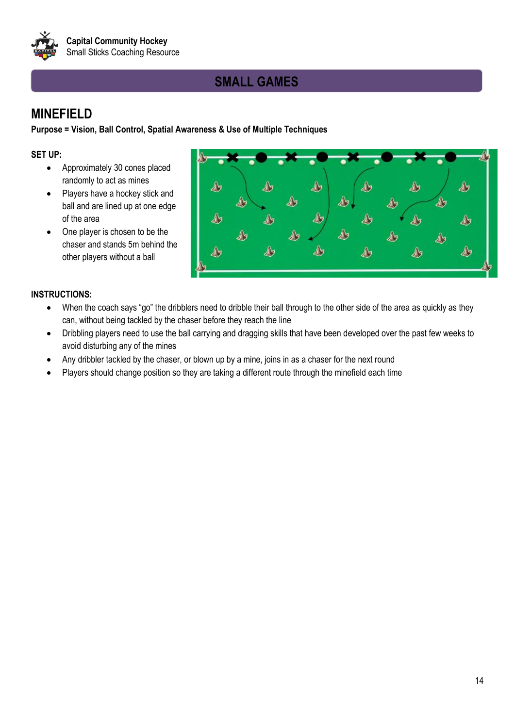## SMALL GAMES

### MINEFIELD

**Purpose = Vision, Ball Control, Spatial Awareness & Use of Multiple Techniques**

**SET UP:**

- Approximately 30 cones placed randomly to act as mines
- Players have a hockey stick and ball and are lined up at one edge of the area
- One player is chosen to be the chaser and stands 5m behind the other players without a ball

**INSTRUCTIONS:**

- When the coach says "go" the dribblers need to dribble their ball through to the other side of the area as quickly as they can, without being tackled by the chaser before they reach the line
- Dribbling players need to use the ball carrying and dragging skills that have been developed over the past few weeks to avoid disturbing any of the mines
- Any dribbler tackled by the chaser, or blown up by a mine, joins in as a chaser for the next round
- Players should change position so they are taking a different route through the minefield each time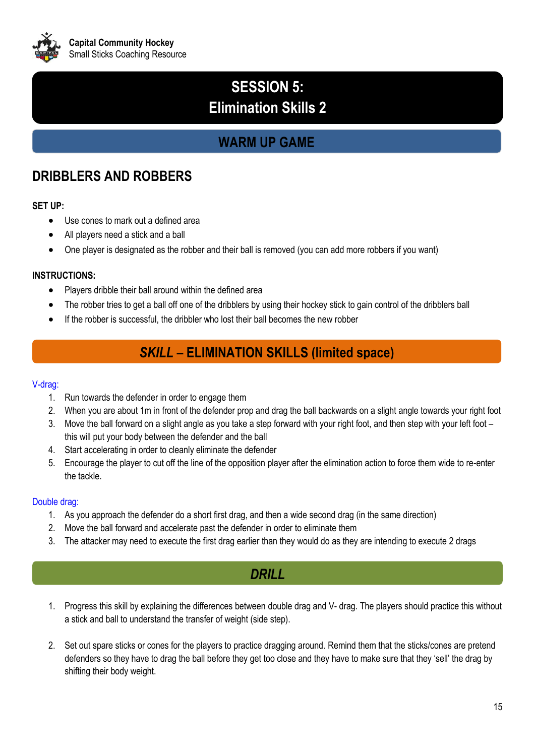# SESSION 5: Elimination Skills 2

## WARM UP GAME

### DRIBBLERS AND ROBBERS

**SET UP:**

- Use cones to mark out a defined area
- All players need a stick and a ball
- One player is designated as the robber and their ball is removed (you can add more robbers if you want)

**INSTRUCTIONS:**

- Players dribble their ball around within the defined area
- The robber tries to get a ball off one of the dribblers by using their hockey stick to gain control of the dribblers ball
- If the robber is successful, the dribbler who lost their ball becomes the new robber

## *SKILL* – ELIMINATION SKILLS (limited space)

V-drag:

1. Run towards the defender in order to engage them
2. When you are about 1m in front of the defender prop and drag the ball backwards on a slight angle towards your right foot
3. Move the ball forward on a slight angle as you take a step forward with your right foot, and then step with your left foot – this will put your body between the defender and the ball
4. Start accelerating in order to cleanly eliminate the defender
5. Encourage the player to cut off the line of the opposition player after the elimination action to force them wide to re-enter the tackle.

Double drag:

1. As you approach the defender do a short first drag, and then a wide second drag (in the same direction)
2. Move the ball forward and accelerate past the defender in order to eliminate them
3. The attacker may need to execute the first drag earlier than they would do as they are intending to execute 2 drags

## *DRILL*

1. Progress this skill by explaining the differences between double drag and V- drag. The players should practice this without a stick and ball to understand the transfer of weight (side step).

2. Set out spare sticks or cones for the players to practice dragging around. Remind them that the sticks/cones are pretend defenders so they have to drag the ball before they get too close and they have to make sure that they 'sell' the drag by shifting their body weight.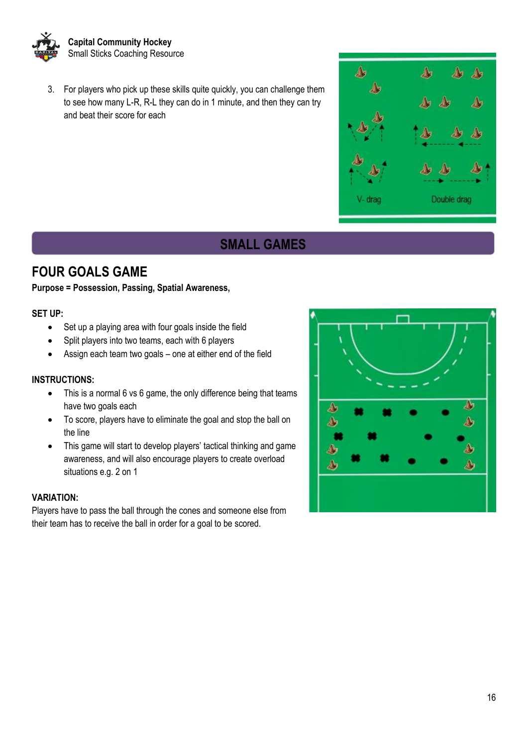3. For players who pick up these skills quite quickly, you can challenge them to see how many L-R, R-L they can do in 1 minute, and then they can try and beat their score for each

V- drag

Double drag

## SMALL GAMES

## FOUR GOALS GAME

**Purpose = Possession, Passing, Spatial Awareness,**

**SET UP:**

- Set up a playing area with four goals inside the field
- Split players into two teams, each with 6 players
- Assign each team two goals – one at either end of the field

**INSTRUCTIONS:**

- This is a normal 6 vs 6 game, the only difference being that teams have two goals each
- To score, players have to eliminate the goal and stop the ball on the line
- This game will start to develop players' tactical thinking and game awareness, and will also encourage players to create overload situations e.g. 2 on 1

**VARIATION:**

Players have to pass the ball through the cones and someone else from their team has to receive the ball in order for a goal to be scored.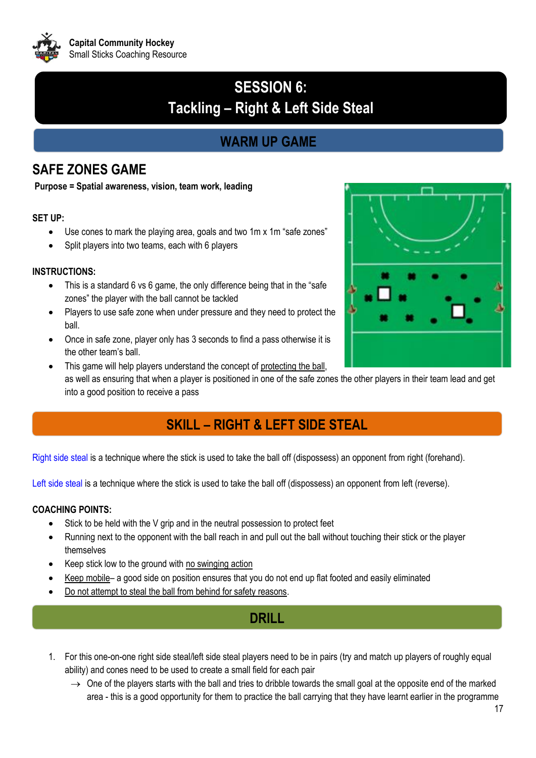# SESSION 6: Tackling – Right & Left Side Steal

## WARM UP GAME

### SAFE ZONES GAME

**Purpose = Spatial awareness, vision, team work, leading**

**SET UP:**

- Use cones to mark the playing area, goals and two 1m x 1m "safe zones"
- Split players into two teams, each with 6 players

**INSTRUCTIONS:**

- This is a standard 6 vs 6 game, the only difference being that in the "safe zones" the player with the ball cannot be tackled
- Players to use safe zone when under pressure and they need to protect the ball.
- Once in safe zone, player only has 3 seconds to find a pass otherwise it is the other team's ball.
- This game will help players understand the concept of protecting the ball, as well as ensuring that when a player is positioned in one of the safe zones the other players in their team lead and get into a good position to receive a pass

## SKILL – RIGHT & LEFT SIDE STEAL

Right side steal is a technique where the stick is used to take the ball off (dispossess) an opponent from right (forehand).

Left side steal is a technique where the stick is used to take the ball off (dispossess) an opponent from left (reverse).

**COACHING POINTS:**

- Stick to be held with the V grip and in the neutral possession to protect feet
- Running next to the opponent with the ball reach in and pull out the ball without touching their stick or the player themselves
- Keep stick low to the ground with no swinging action
- Keep mobile– a good side on position ensures that you do not end up flat footed and easily eliminated
- Do not attempt to steal the ball from behind for safety reasons.

## DRILL

1. For this one-on-one right side steal/left side steal players need to be in pairs (try and match up players of roughly equal ability) and cones need to be used to create a small field for each pair
   → One of the players starts with the ball and tries to dribble towards the small goal at the opposite end of the marked area - this is a good opportunity for them to practice the ball carrying that they have learnt earlier in the programme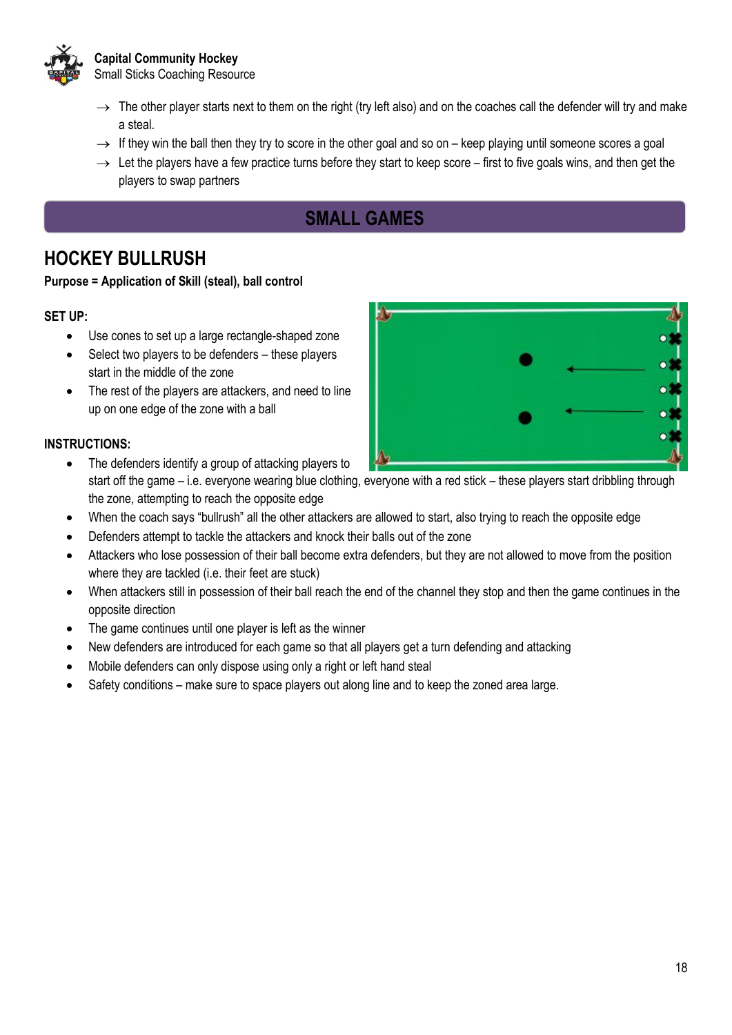- → The other player starts next to them on the right (try left also) and on the coaches call the defender will try and make a steal.
- → If they win the ball then they try to score in the other goal and so on – keep playing until someone scores a goal
- → Let the players have a few practice turns before they start to keep score – first to five goals wins, and then get the players to swap partners

## SMALL GAMES

# HOCKEY BULLRUSH

**Purpose = Application of Skill (steal), ball control**

**SET UP:**

- Use cones to set up a large rectangle-shaped zone
- Select two players to be defenders – these players start in the middle of the zone
- The rest of the players are attackers, and need to line up on one edge of the zone with a ball

**INSTRUCTIONS:**

- The defenders identify a group of attacking players to start off the game – i.e. everyone wearing blue clothing, everyone with a red stick – these players start dribbling through the zone, attempting to reach the opposite edge
- When the coach says "bullrush" all the other attackers are allowed to start, also trying to reach the opposite edge
- Defenders attempt to tackle the attackers and knock their balls out of the zone
- Attackers who lose possession of their ball become extra defenders, but they are not allowed to move from the position where they are tackled (i.e. their feet are stuck)
- When attackers still in possession of their ball reach the end of the channel they stop and then the game continues in the opposite direction
- The game continues until one player is left as the winner
- New defenders are introduced for each game so that all players get a turn defending and attacking
- Mobile defenders can only dispose using only a right or left hand steal
- Safety conditions – make sure to space players out along line and to keep the zoned area large.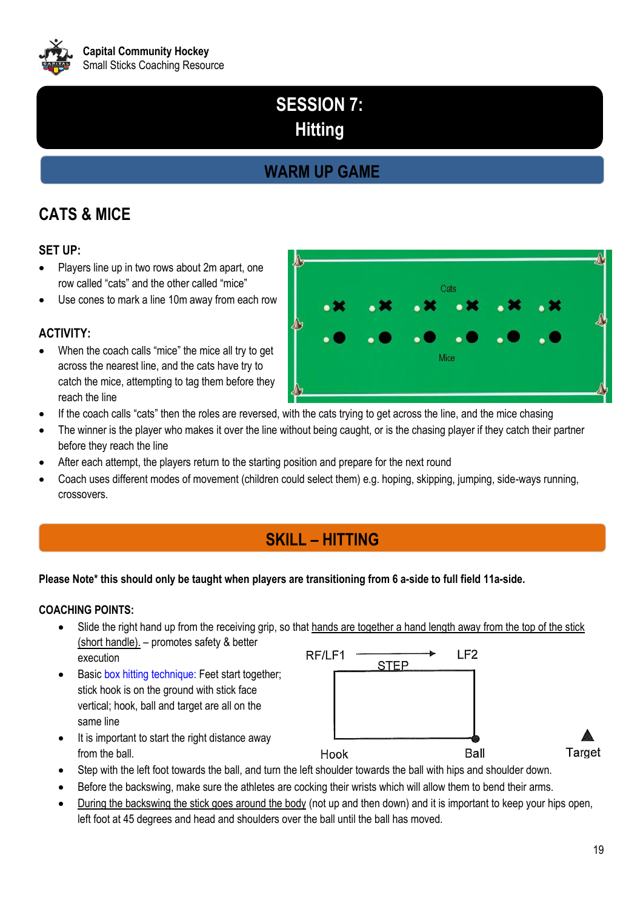Capital Community Hockey
Small Sticks Coaching Resource

# SESSION 7: Hitting

## WARM UP GAME

### CATS & MICE

**SET UP:**

- Players line up in two rows about 2m apart, one row called "cats" and the other called "mice"
- Use cones to mark a line 10m away from each row

**ACTIVITY:**

- When the coach calls "mice" the mice all try to get across the nearest line, and the cats have try to catch the mice, attempting to tag them before they reach the line
- If the coach calls "cats" then the roles are reversed, with the cats trying to get across the line, and the mice chasing
- The winner is the player who makes it over the line without being caught, or is the chasing player if they catch their partner before they reach the line
- After each attempt, the players return to the starting position and prepare for the next round
- Coach uses different modes of movement (children could select them) e.g. hoping, skipping, jumping, side-ways running, crossovers.

## SKILL – HITTING

**Please Note* this should only be taught when players are transitioning from 6 a-side to full field 11a-side.**

**COACHING POINTS:**

- Slide the right hand up from the receiving grip, so that hands are together a hand length away from the top of the stick (short handle). – promotes safety & better execution
- Basic box hitting technique: Feet start together; stick hook is on the ground with stick face vertical; hook, ball and target are all on the same line
- It is important to start the right distance away from the ball.
- Step with the left foot towards the ball, and turn the left shoulder towards the ball with hips and shoulder down.
- Before the backswing, make sure the athletes are cocking their wrists which will allow them to bend their arms.
- During the backswing the stick goes around the body (not up and then down) and it is important to keep your hips open, left foot at 45 degrees and head and shoulders over the ball until the ball has moved.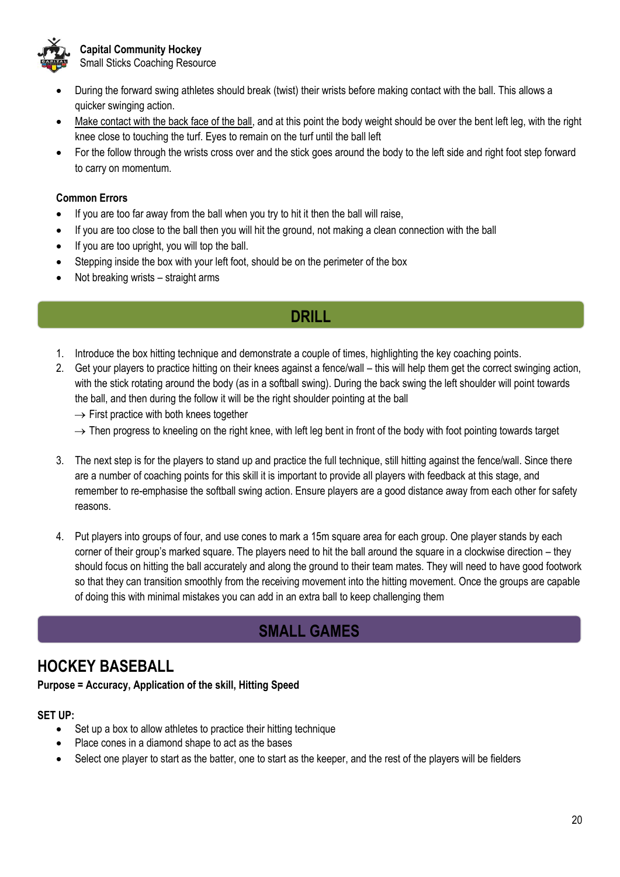- During the forward swing athletes should break (twist) their wrists before making contact with the ball. This allows a quicker swinging action.
- Make contact with the back face of the ball, and at this point the body weight should be over the bent left leg, with the right knee close to touching the turf. Eyes to remain on the turf until the ball left
- For the follow through the wrists cross over and the stick goes around the body to the left side and right foot step forward to carry on momentum.

**Common Errors**

- If you are too far away from the ball when you try to hit it then the ball will raise,
- If you are too close to the ball then you will hit the ground, not making a clean connection with the ball
- If you are too upright, you will top the ball.
- Stepping inside the box with your left foot, should be on the perimeter of the box
- Not breaking wrists – straight arms

## DRILL

1. Introduce the box hitting technique and demonstrate a couple of times, highlighting the key coaching points.
2. Get your players to practice hitting on their knees against a fence/wall – this will help them get the correct swinging action, with the stick rotating around the body (as in a softball swing). During the back swing the left shoulder will point towards the ball, and then during the follow it will be the right shoulder pointing at the ball
   → First practice with both knees together
   → Then progress to kneeling on the right knee, with left leg bent in front of the body with foot pointing towards target
3. The next step is for the players to stand up and practice the full technique, still hitting against the fence/wall. Since there are a number of coaching points for this skill it is important to provide all players with feedback at this stage, and remember to re-emphasise the softball swing action. Ensure players are a good distance away from each other for safety reasons.
4. Put players into groups of four, and use cones to mark a 15m square area for each group. One player stands by each corner of their group's marked square. The players need to hit the ball around the square in a clockwise direction – they should focus on hitting the ball accurately and along the ground to their team mates. They will need to have good footwork so that they can transition smoothly from the receiving movement into the hitting movement. Once the groups are capable of doing this with minimal mistakes you can add in an extra ball to keep challenging them

## SMALL GAMES

## HOCKEY BASEBALL

**Purpose = Accuracy, Application of the skill, Hitting Speed**

**SET UP:**

- Set up a box to allow athletes to practice their hitting technique
- Place cones in a diamond shape to act as the bases
- Select one player to start as the batter, one to start as the keeper, and the rest of the players will be fielders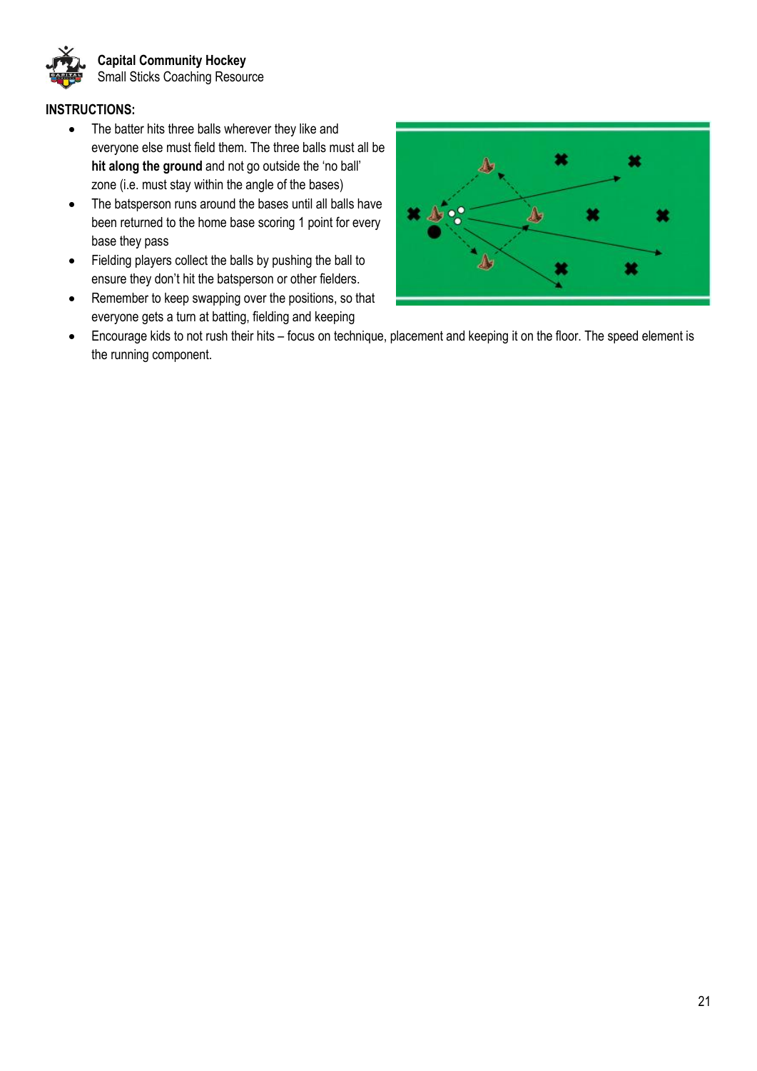**INSTRUCTIONS:**

- The batter hits three balls wherever they like and everyone else must field them. The three balls must all be **hit along the ground** and not go outside the 'no ball' zone (i.e. must stay within the angle of the bases)
- The batsperson runs around the bases until all balls have been returned to the home base scoring 1 point for every base they pass
- Fielding players collect the balls by pushing the ball to ensure they don't hit the batsperson or other fielders.
- Remember to keep swapping over the positions, so that everyone gets a turn at batting, fielding and keeping
- Encourage kids to not rush their hits – focus on technique, placement and keeping it on the floor. The speed element is the running component.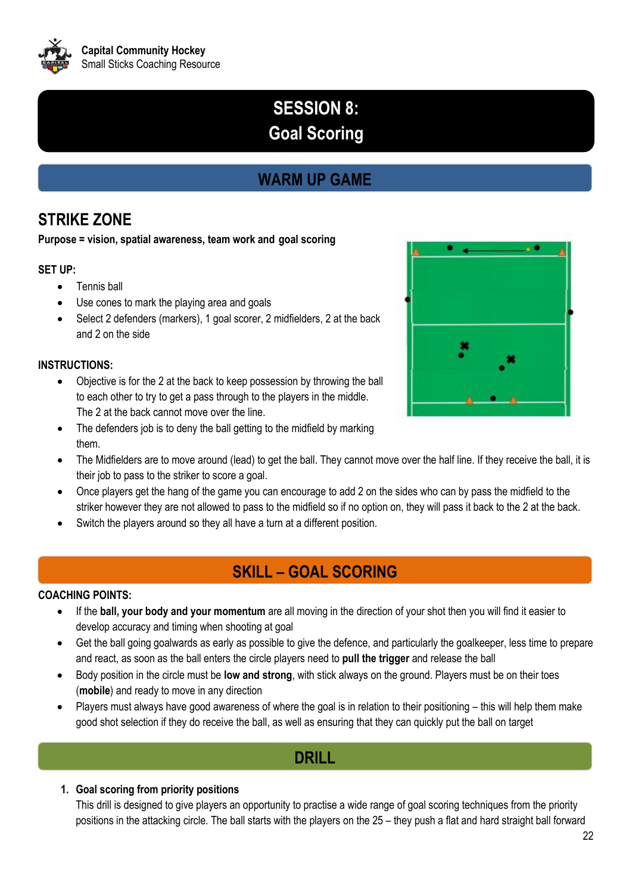# SESSION 8:
# Goal Scoring

## WARM UP GAME

### STRIKE ZONE

**Purpose = vision, spatial awareness, team work and goal scoring**

**SET UP:**

- Tennis ball
- Use cones to mark the playing area and goals
- Select 2 defenders (markers), 1 goal scorer, 2 midfielders, 2 at the back and 2 on the side

**INSTRUCTIONS:**

- Objective is for the 2 at the back to keep possession by throwing the ball to each other to try to get a pass through to the players in the middle. The 2 at the back cannot move over the line.
- The defenders job is to deny the ball getting to the midfield by marking them.
- The Midfielders are to move around (lead) to get the ball. They cannot move over the half line. If they receive the ball, it is their job to pass to the striker to score a goal.
- Once players get the hang of the game you can encourage to add 2 on the sides who can by pass the midfield to the striker however they are not allowed to pass to the midfield so if no option on, they will pass it back to the 2 at the back.
- Switch the players around so they all have a turn at a different position.

## SKILL – GOAL SCORING

**COACHING POINTS:**

- If the **ball, your body and your momentum** are all moving in the direction of your shot then you will find it easier to develop accuracy and timing when shooting at goal
- Get the ball going goalwards as early as possible to give the defence, and particularly the goalkeeper, less time to prepare and react, as soon as the ball enters the circle players need to **pull the trigger** and release the ball
- Body position in the circle must be **low and strong**, with stick always on the ground. Players must be on their toes (**mobile**) and ready to move in any direction
- Players must always have good awareness of where the goal is in relation to their positioning – this will help them make good shot selection if they do receive the ball, as well as ensuring that they can quickly put the ball on target

## DRILL

1. **Goal scoring from priority positions**
   This drill is designed to give players an opportunity to practise a wide range of goal scoring techniques from the priority positions in the attacking circle. The ball starts with the players on the 25 – they push a flat and hard straight ball forward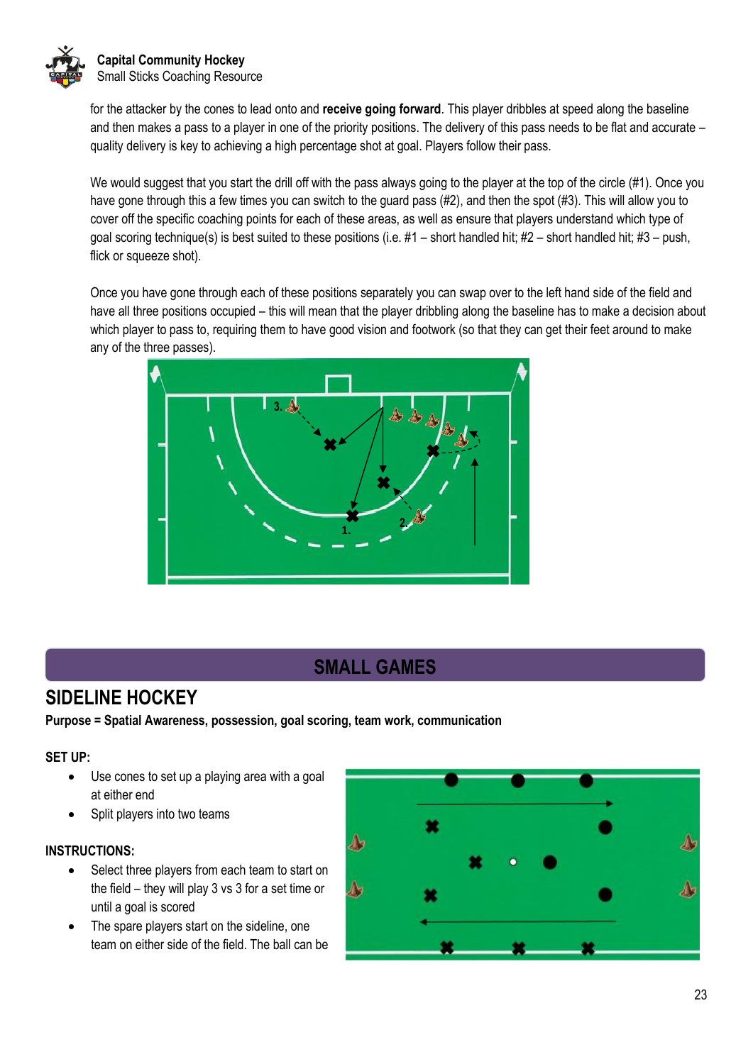for the attacker by the cones to lead onto and **receive going forward**. This player dribbles at speed along the baseline and then makes a pass to a player in one of the priority positions. The delivery of this pass needs to be flat and accurate – quality delivery is key to achieving a high percentage shot at goal. Players follow their pass.

We would suggest that you start the drill off with the pass always going to the player at the top of the circle (#1). Once you have gone through this a few times you can switch to the guard pass (#2), and then the spot (#3). This will allow you to cover off the specific coaching points for each of these areas, as well as ensure that players understand which type of goal scoring technique(s) is best suited to these positions (i.e. #1 – short handled hit; #2 – short handled hit; #3 – push, flick or squeeze shot).

Once you have gone through each of these positions separately you can swap over to the left hand side of the field and have all three positions occupied – this will mean that the player dribbling along the baseline has to make a decision about which player to pass to, requiring them to have good vision and footwork (so that they can get their feet around to make any of the three passes).

## SMALL GAMES

## SIDELINE HOCKEY

**Purpose = Spatial Awareness, possession, goal scoring, team work, communication**

**SET UP:**

- Use cones to set up a playing area with a goal at either end
- Split players into two teams

**INSTRUCTIONS:**

- Select three players from each team to start on the field – they will play 3 vs 3 for a set time or until a goal is scored
- The spare players start on the sideline, one team on either side of the field. The ball can be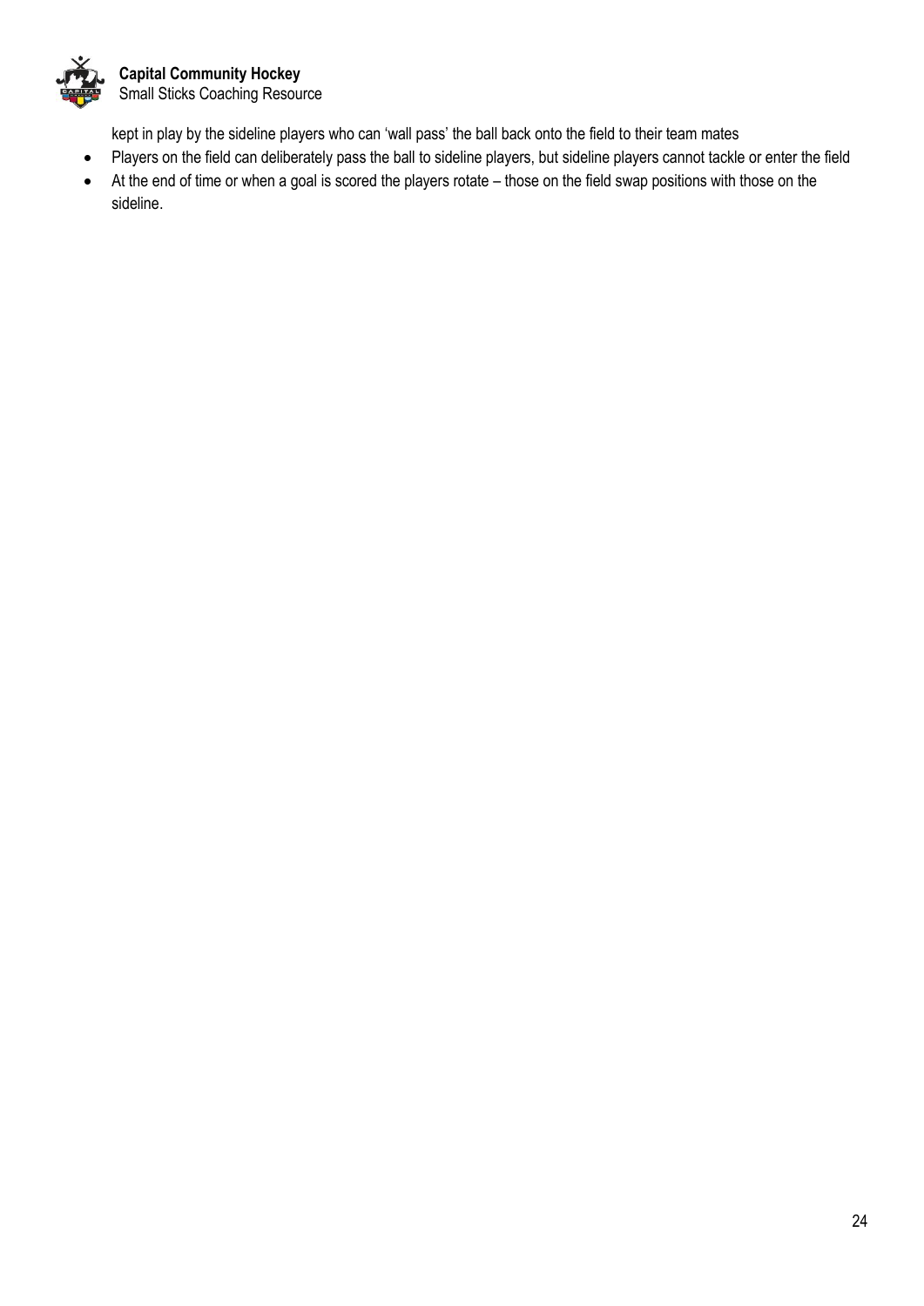kept in play by the sideline players who can 'wall pass' the ball back onto the field to their team mates

- Players on the field can deliberately pass the ball to sideline players, but sideline players cannot tackle or enter the field
- At the end of time or when a goal is scored the players rotate – those on the field swap positions with those on the sideline.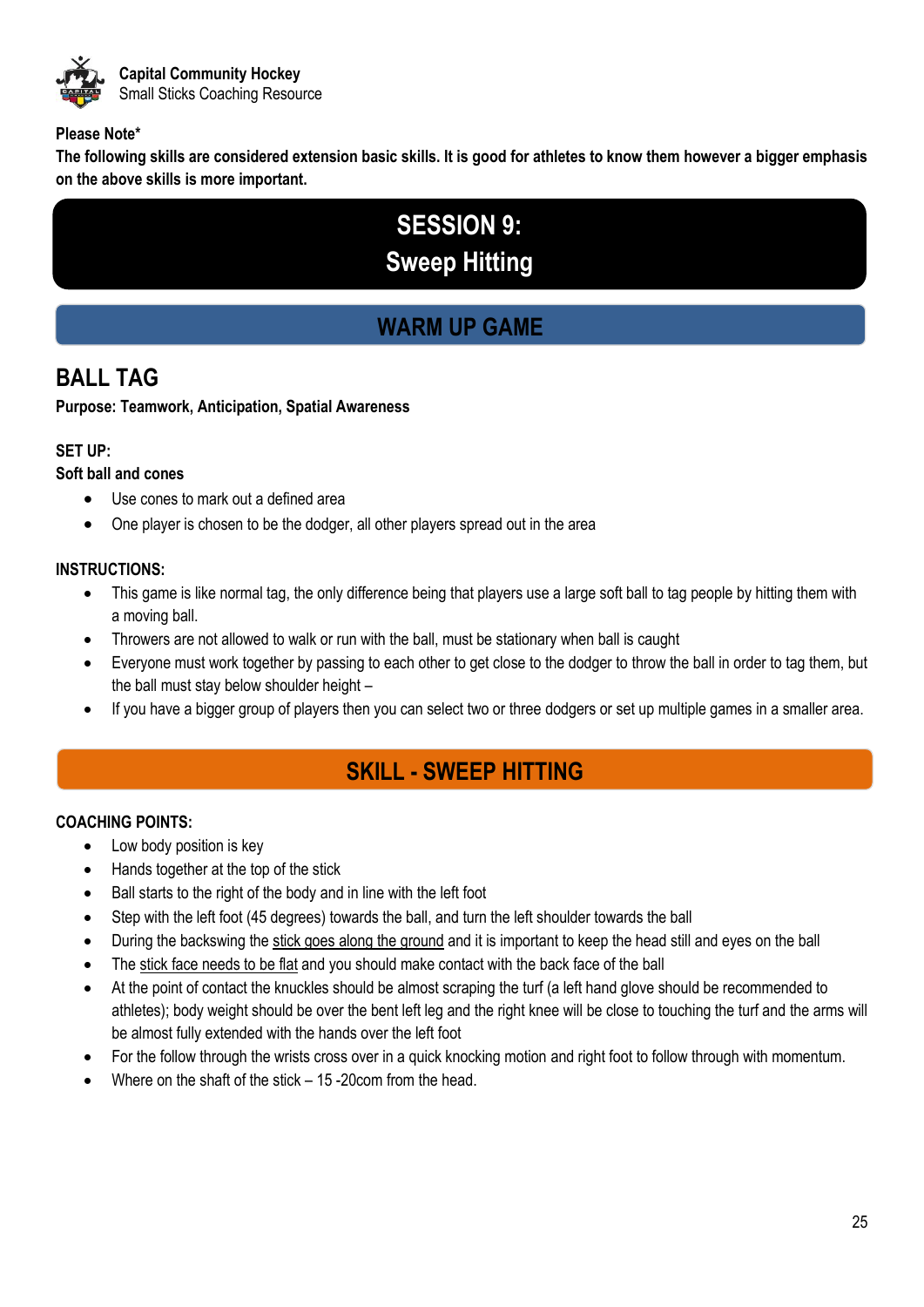**Please Note***

**The following skills are considered extension basic skills. It is good for athletes to know them however a bigger emphasis on the above skills is more important.**

# SESSION 9: Sweep Hitting

## WARM UP GAME

## BALL TAG

**Purpose: Teamwork, Anticipation, Spatial Awareness**

**SET UP:**

**Soft ball and cones**

- Use cones to mark out a defined area
- One player is chosen to be the dodger, all other players spread out in the area

**INSTRUCTIONS:**

- This game is like normal tag, the only difference being that players use a large soft ball to tag people by hitting them with a moving ball.
- Throwers are not allowed to walk or run with the ball, must be stationary when ball is caught
- Everyone must work together by passing to each other to get close to the dodger to throw the ball in order to tag them, but the ball must stay below shoulder height –
- If you have a bigger group of players then you can select two or three dodgers or set up multiple games in a smaller area.

## SKILL - SWEEP HITTING

**COACHING POINTS:**

- Low body position is key
- Hands together at the top of the stick
- Ball starts to the right of the body and in line with the left foot
- Step with the left foot (45 degrees) towards the ball, and turn the left shoulder towards the ball
- During the backswing the stick goes along the ground and it is important to keep the head still and eyes on the ball
- The stick face needs to be flat and you should make contact with the back face of the ball
- At the point of contact the knuckles should be almost scraping the turf (a left hand glove should be recommended to athletes); body weight should be over the bent left leg and the right knee will be close to touching the turf and the arms will be almost fully extended with the hands over the left foot
- For the follow through the wrists cross over in a quick knocking motion and right foot to follow through with momentum.
- Where on the shaft of the stick – 15 -20com from the head.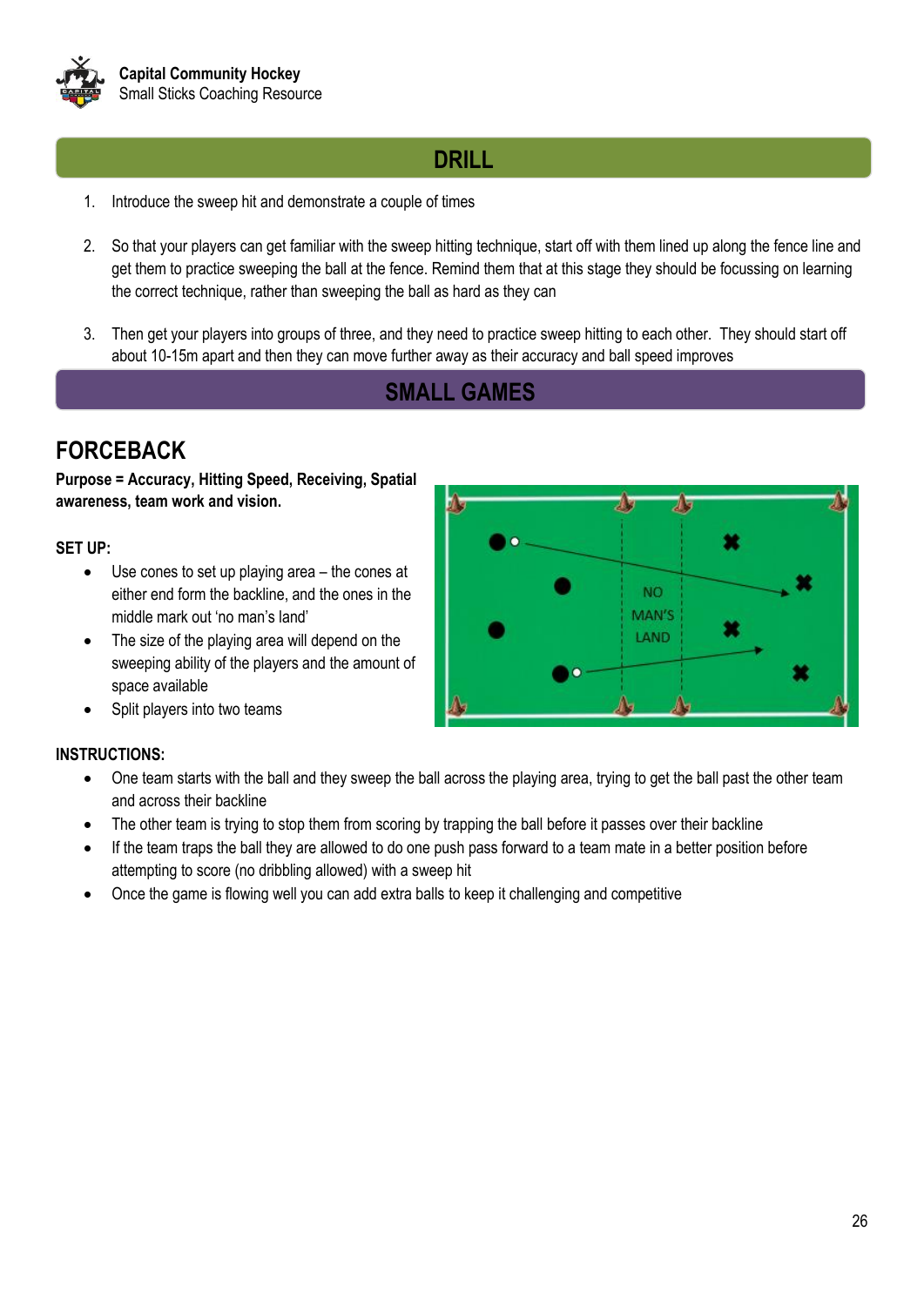## DRILL

1. Introduce the sweep hit and demonstrate a couple of times
2. So that your players can get familiar with the sweep hitting technique, start off with them lined up along the fence line and get them to practice sweeping the ball at the fence. Remind them that at this stage they should be focussing on learning the correct technique, rather than sweeping the ball as hard as they can
3. Then get your players into groups of three, and they need to practice sweep hitting to each other. They should start off about 10-15m apart and then they can move further away as their accuracy and ball speed improves

## SMALL GAMES

### FORCEBACK

**Purpose = Accuracy, Hitting Speed, Receiving, Spatial awareness, team work and vision.**

**SET UP:**

- Use cones to set up playing area – the cones at either end form the backline, and the ones in the middle mark out 'no man's land'
- The size of the playing area will depend on the sweeping ability of the players and the amount of space available
- Split players into two teams

**INSTRUCTIONS:**

- One team starts with the ball and they sweep the ball across the playing area, trying to get the ball past the other team and across their backline
- The other team is trying to stop them from scoring by trapping the ball before it passes over their backline
- If the team traps the ball they are allowed to do one push pass forward to a team mate in a better position before attempting to score (no dribbling allowed) with a sweep hit
- Once the game is flowing well you can add extra balls to keep it challenging and competitive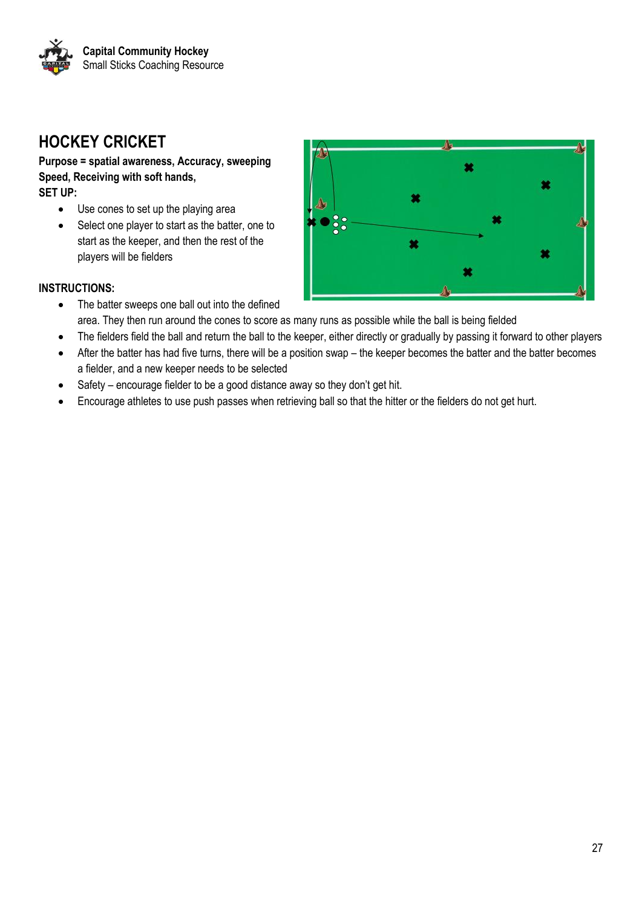# HOCKEY CRICKET

**Purpose = spatial awareness, Accuracy, sweeping Speed, Receiving with soft hands,**

**SET UP:**

- Use cones to set up the playing area
- Select one player to start as the batter, one to start as the keeper, and then the rest of the players will be fielders

**INSTRUCTIONS:**

- The batter sweeps one ball out into the defined area. They then run around the cones to score as many runs as possible while the ball is being fielded
- The fielders field the ball and return the ball to the keeper, either directly or gradually by passing it forward to other players
- After the batter has had five turns, there will be a position swap – the keeper becomes the batter and the batter becomes a fielder, and a new keeper needs to be selected
- Safety – encourage fielder to be a good distance away so they don't get hit.
- Encourage athletes to use push passes when retrieving ball so that the hitter or the fielders do not get hurt.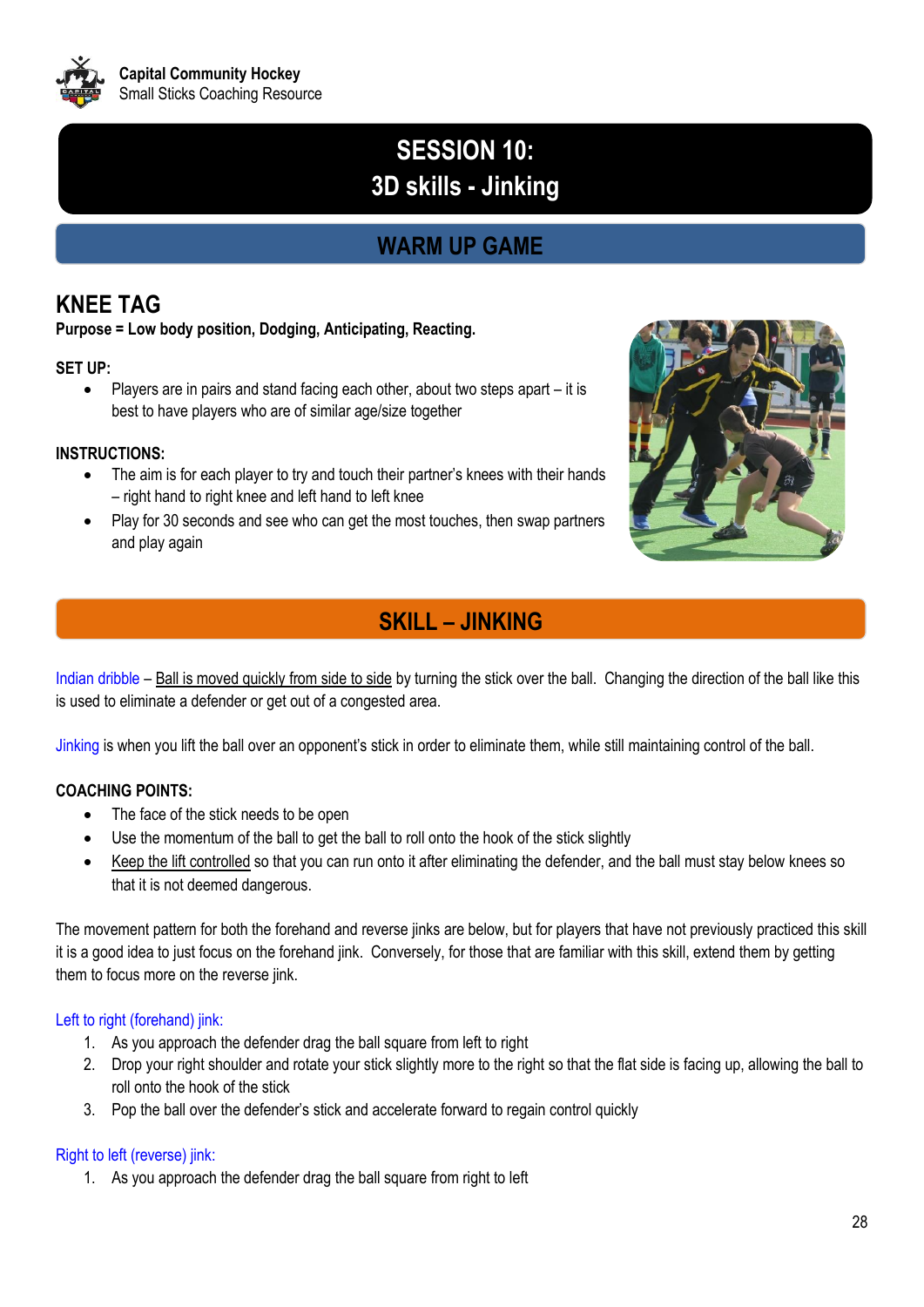# SESSION 10:
# 3D skills - Jinking

## WARM UP GAME

### KNEE TAG

**Purpose = Low body position, Dodging, Anticipating, Reacting.**

**SET UP:**

- Players are in pairs and stand facing each other, about two steps apart – it is best to have players who are of similar age/size together

**INSTRUCTIONS:**

- The aim is for each player to try and touch their partner's knees with their hands – right hand to right knee and left hand to left knee
- Play for 30 seconds and see who can get the most touches, then swap partners and play again

## SKILL – JINKING

Indian dribble – Ball is moved quickly from side to side by turning the stick over the ball. Changing the direction of the ball like this is used to eliminate a defender or get out of a congested area.

Jinking is when you lift the ball over an opponent's stick in order to eliminate them, while still maintaining control of the ball.

**COACHING POINTS:**

- The face of the stick needs to be open
- Use the momentum of the ball to get the ball to roll onto the hook of the stick slightly
- Keep the lift controlled so that you can run onto it after eliminating the defender, and the ball must stay below knees so that it is not deemed dangerous.

The movement pattern for both the forehand and reverse jinks are below, but for players that have not previously practiced this skill it is a good idea to just focus on the forehand jink. Conversely, for those that are familiar with this skill, extend them by getting them to focus more on the reverse jink.

Left to right (forehand) jink:

1. As you approach the defender drag the ball square from left to right
2. Drop your right shoulder and rotate your stick slightly more to the right so that the flat side is facing up, allowing the ball to roll onto the hook of the stick
3. Pop the ball over the defender's stick and accelerate forward to regain control quickly

Right to left (reverse) jink:

1. As you approach the defender drag the ball square from right to left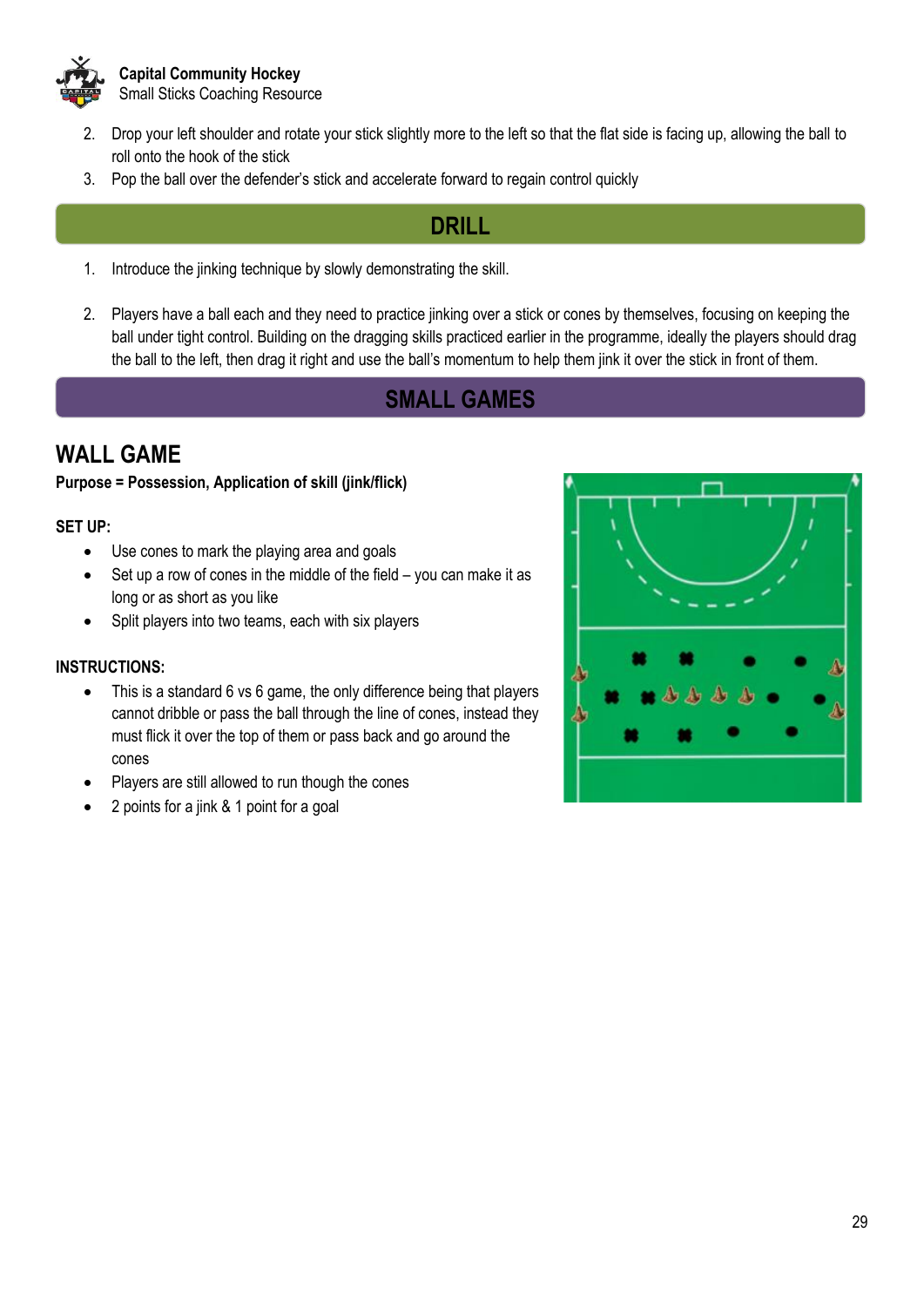2. Drop your left shoulder and rotate your stick slightly more to the left so that the flat side is facing up, allowing the ball to roll onto the hook of the stick
3. Pop the ball over the defender's stick and accelerate forward to regain control quickly

## DRILL

1. Introduce the jinking technique by slowly demonstrating the skill.

2. Players have a ball each and they need to practice jinking over a stick or cones by themselves, focusing on keeping the ball under tight control. Building on the dragging skills practiced earlier in the programme, ideally the players should drag the ball to the left, then drag it right and use the ball's momentum to help them jink it over the stick in front of them.

## SMALL GAMES

### WALL GAME

**Purpose = Possession, Application of skill (jink/flick)**

**SET UP:**

- Use cones to mark the playing area and goals
- Set up a row of cones in the middle of the field – you can make it as long or as short as you like
- Split players into two teams, each with six players

**INSTRUCTIONS:**

- This is a standard 6 vs 6 game, the only difference being that players cannot dribble or pass the ball through the line of cones, instead they must flick it over the top of them or pass back and go around the cones
- Players are still allowed to run though the cones
- 2 points for a jink & 1 point for a goal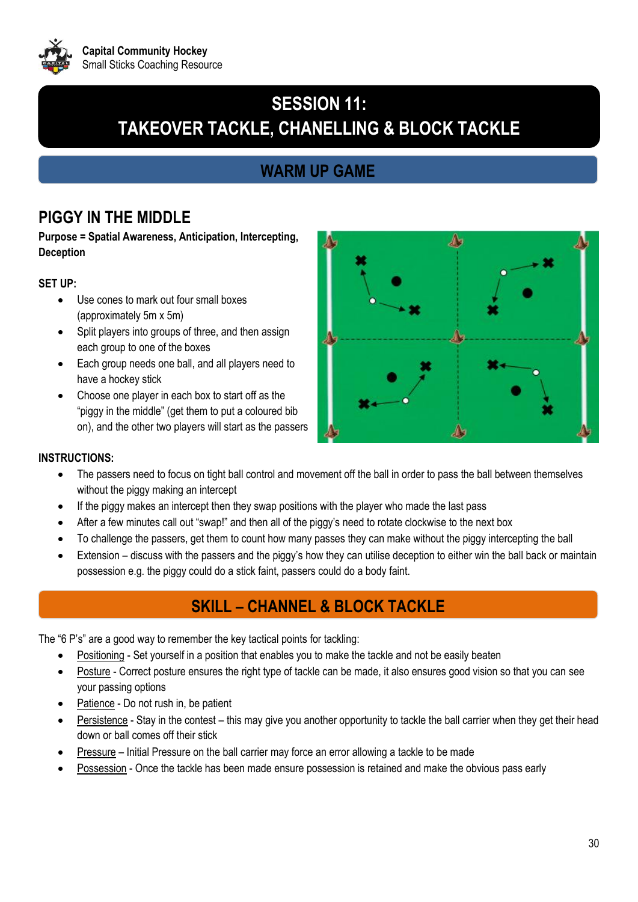# SESSION 11:
# TAKEOVER TACKLE, CHANELLING & BLOCK TACKLE

## WARM UP GAME

### PIGGY IN THE MIDDLE

**Purpose = Spatial Awareness, Anticipation, Intercepting, Deception**

**SET UP:**

- Use cones to mark out four small boxes (approximately 5m x 5m)
- Split players into groups of three, and then assign each group to one of the boxes
- Each group needs one ball, and all players need to have a hockey stick
- Choose one player in each box to start off as the "piggy in the middle" (get them to put a coloured bib on), and the other two players will start as the passers

**INSTRUCTIONS:**

- The passers need to focus on tight ball control and movement off the ball in order to pass the ball between themselves without the piggy making an intercept
- If the piggy makes an intercept then they swap positions with the player who made the last pass
- After a few minutes call out "swap!" and then all of the piggy's need to rotate clockwise to the next box
- To challenge the passers, get them to count how many passes they can make without the piggy intercepting the ball
- Extension – discuss with the passers and the piggy's how they can utilise deception to either win the ball back or maintain possession e.g. the piggy could do a stick faint, passers could do a body faint.

## SKILL – CHANNEL & BLOCK TACKLE

The "6 P's" are a good way to remember the key tactical points for tackling:

- Positioning - Set yourself in a position that enables you to make the tackle and not be easily beaten
- Posture - Correct posture ensures the right type of tackle can be made, it also ensures good vision so that you can see your passing options
- Patience - Do not rush in, be patient
- Persistence - Stay in the contest – this may give you another opportunity to tackle the ball carrier when they get their head down or ball comes off their stick
- Pressure – Initial Pressure on the ball carrier may force an error allowing a tackle to be made
- Possession - Once the tackle has been made ensure possession is retained and make the obvious pass early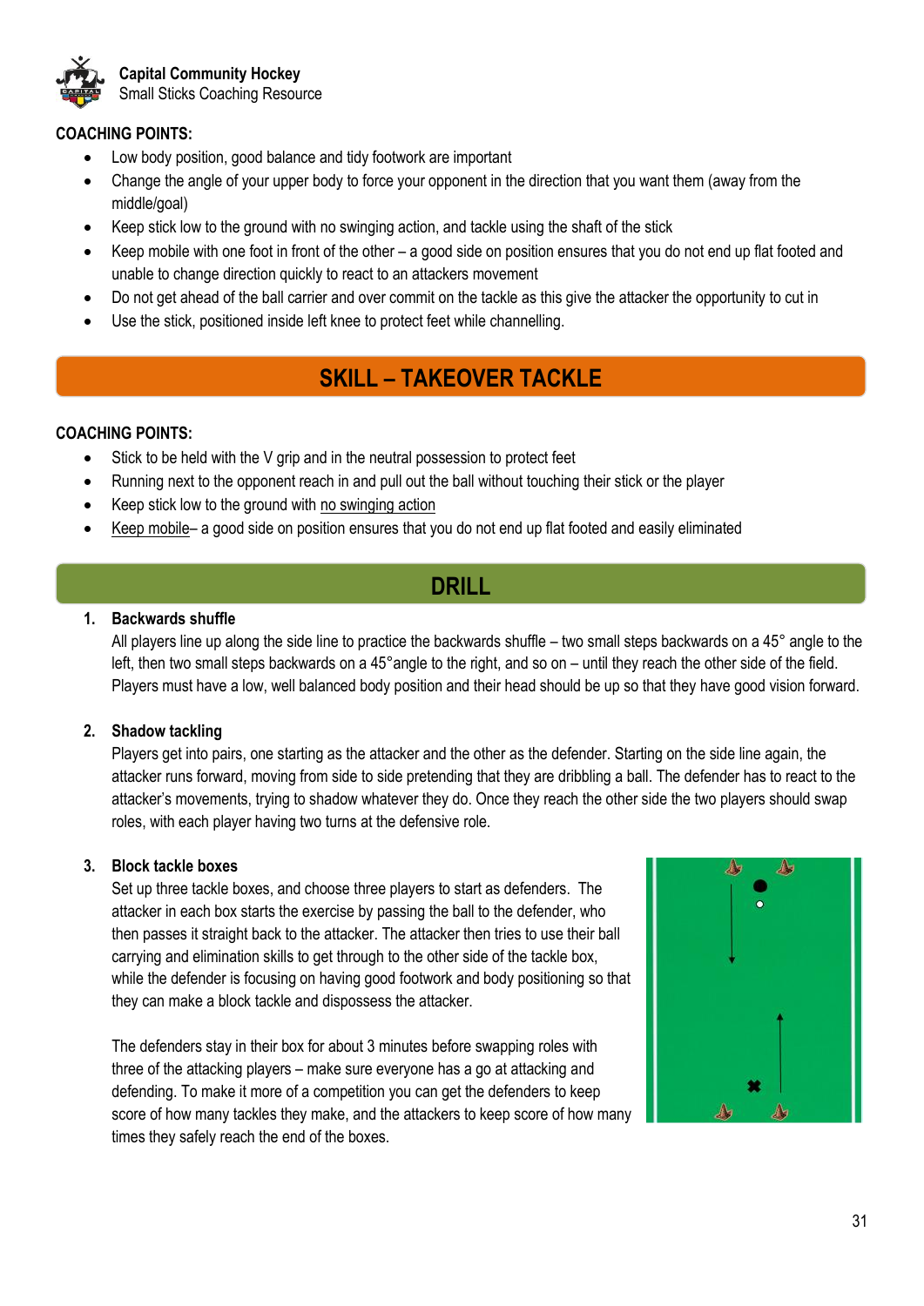### COACHING POINTS:

- Low body position, good balance and tidy footwork are important
- Change the angle of your upper body to force your opponent in the direction that you want them (away from the middle/goal)
- Keep stick low to the ground with no swinging action, and tackle using the shaft of the stick
- Keep mobile with one foot in front of the other – a good side on position ensures that you do not end up flat footed and unable to change direction quickly to react to an attackers movement
- Do not get ahead of the ball carrier and over commit on the tackle as this give the attacker the opportunity to cut in
- Use the stick, positioned inside left knee to protect feet while channelling.

## SKILL – TAKEOVER TACKLE

### COACHING POINTS:

- Stick to be held with the V grip and in the neutral possession to protect feet
- Running next to the opponent reach in and pull out the ball without touching their stick or the player
- Keep stick low to the ground with no swinging action
- Keep mobile– a good side on position ensures that you do not end up flat footed and easily eliminated

## DRILL

1. **Backwards shuffle**
   All players line up along the side line to practice the backwards shuffle – two small steps backwards on a 45° angle to the left, then two small steps backwards on a 45°angle to the right, and so on – until they reach the other side of the field. Players must have a low, well balanced body position and their head should be up so that they have good vision forward.

2. **Shadow tackling**
   Players get into pairs, one starting as the attacker and the other as the defender. Starting on the side line again, the attacker runs forward, moving from side to side pretending that they are dribbling a ball. The defender has to react to the attacker's movements, trying to shadow whatever they do. Once they reach the other side the two players should swap roles, with each player having two turns at the defensive role.

3. **Block tackle boxes**
   Set up three tackle boxes, and choose three players to start as defenders. The attacker in each box starts the exercise by passing the ball to the defender, who then passes it straight back to the attacker. The attacker then tries to use their ball carrying and elimination skills to get through to the other side of the tackle box, while the defender is focusing on having good footwork and body positioning so that they can make a block tackle and dispossess the attacker.

   The defenders stay in their box for about 3 minutes before swapping roles with three of the attacking players – make sure everyone has a go at attacking and defending. To make it more of a competition you can get the defenders to keep score of how many tackles they make, and the attackers to keep score of how many times they safely reach the end of the boxes.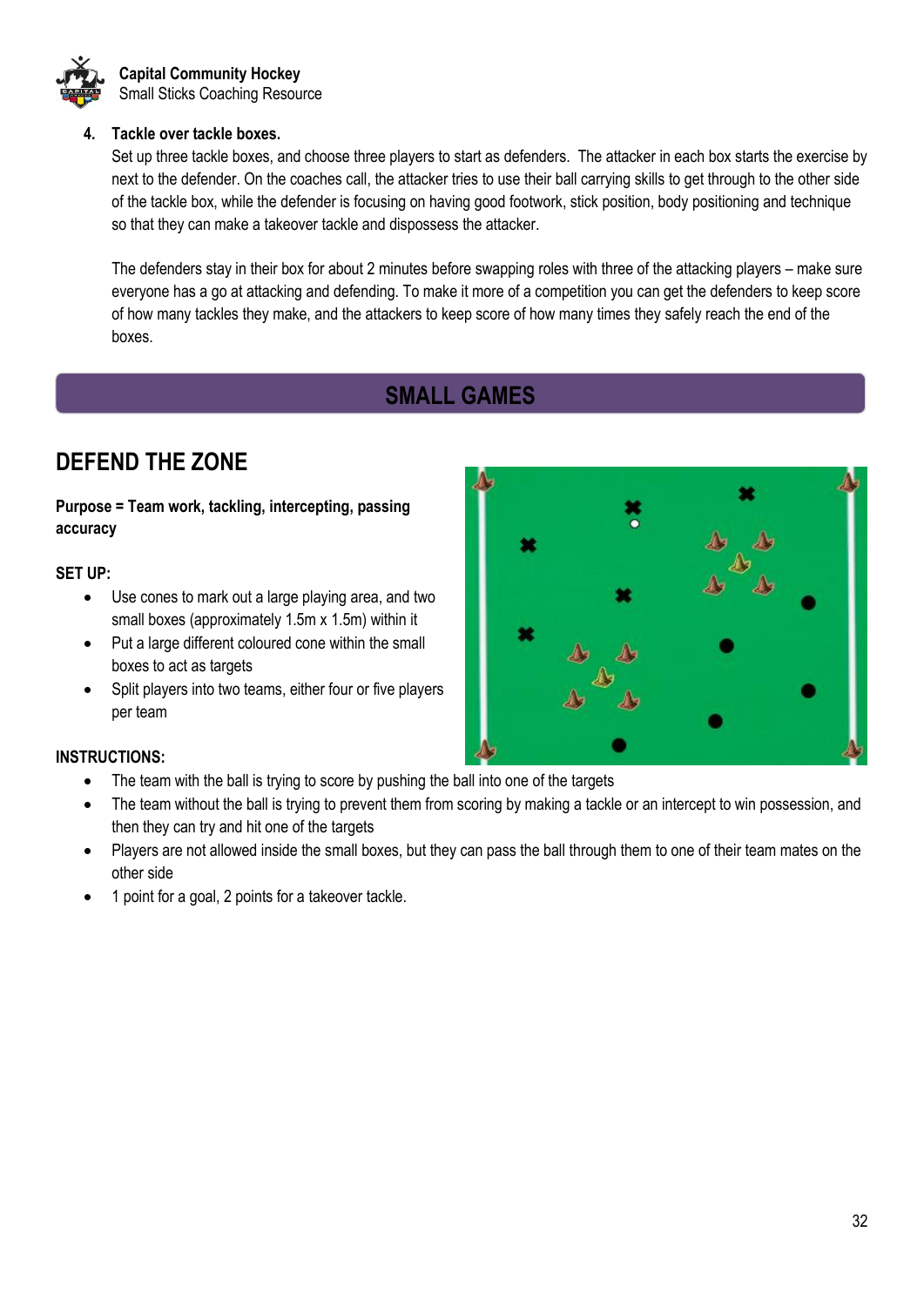4. **Tackle over tackle boxes.**

   Set up three tackle boxes, and choose three players to start as defenders. The attacker in each box starts the exercise by next to the defender. On the coaches call, the attacker tries to use their ball carrying skills to get through to the other side of the tackle box, while the defender is focusing on having good footwork, stick position, body positioning and technique so that they can make a takeover tackle and dispossess the attacker.

   The defenders stay in their box for about 2 minutes before swapping roles with three of the attacking players – make sure everyone has a go at attacking and defending. To make it more of a competition you can get the defenders to keep score of how many tackles they make, and the attackers to keep score of how many times they safely reach the end of the boxes.

## SMALL GAMES

## DEFEND THE ZONE

**Purpose = Team work, tackling, intercepting, passing accuracy**

**SET UP:**

- Use cones to mark out a large playing area, and two small boxes (approximately 1.5m x 1.5m) within it
- Put a large different coloured cone within the small boxes to act as targets
- Split players into two teams, either four or five players per team

**INSTRUCTIONS:**

- The team with the ball is trying to score by pushing the ball into one of the targets
- The team without the ball is trying to prevent them from scoring by making a tackle or an intercept to win possession, and then they can try and hit one of the targets
- Players are not allowed inside the small boxes, but they can pass the ball through them to one of their team mates on the other side
- 1 point for a goal, 2 points for a takeover tackle.